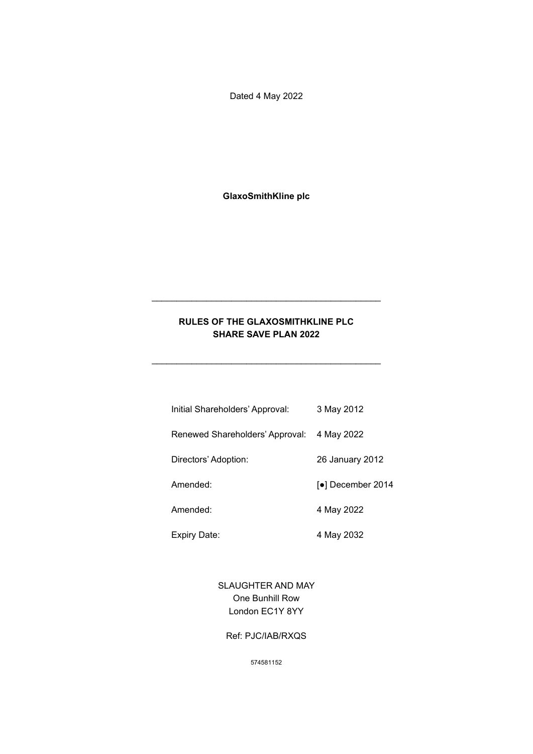Dated 4 May 2022

**GlaxoSmithKline plc**

---

# RULES OF THE GLAXOSMITHKLINE PLC SHARE SAVE PLAN 2022

---

| | |
|---|---|
| Initial Shareholders' Approval: | 3 May 2012 |
| Renewed Shareholders' Approval: | 4 May 2022 |
| Directors' Adoption: | 26 January 2012 |
| Amended: | [●] December 2014 |
| Amended: | 4 May 2022 |
| Expiry Date: | 4 May 2032 |

SLAUGHTER AND MAY
One Bunhill Row
London EC1Y 8YY

Ref: PJC/IAB/RXQS

574581152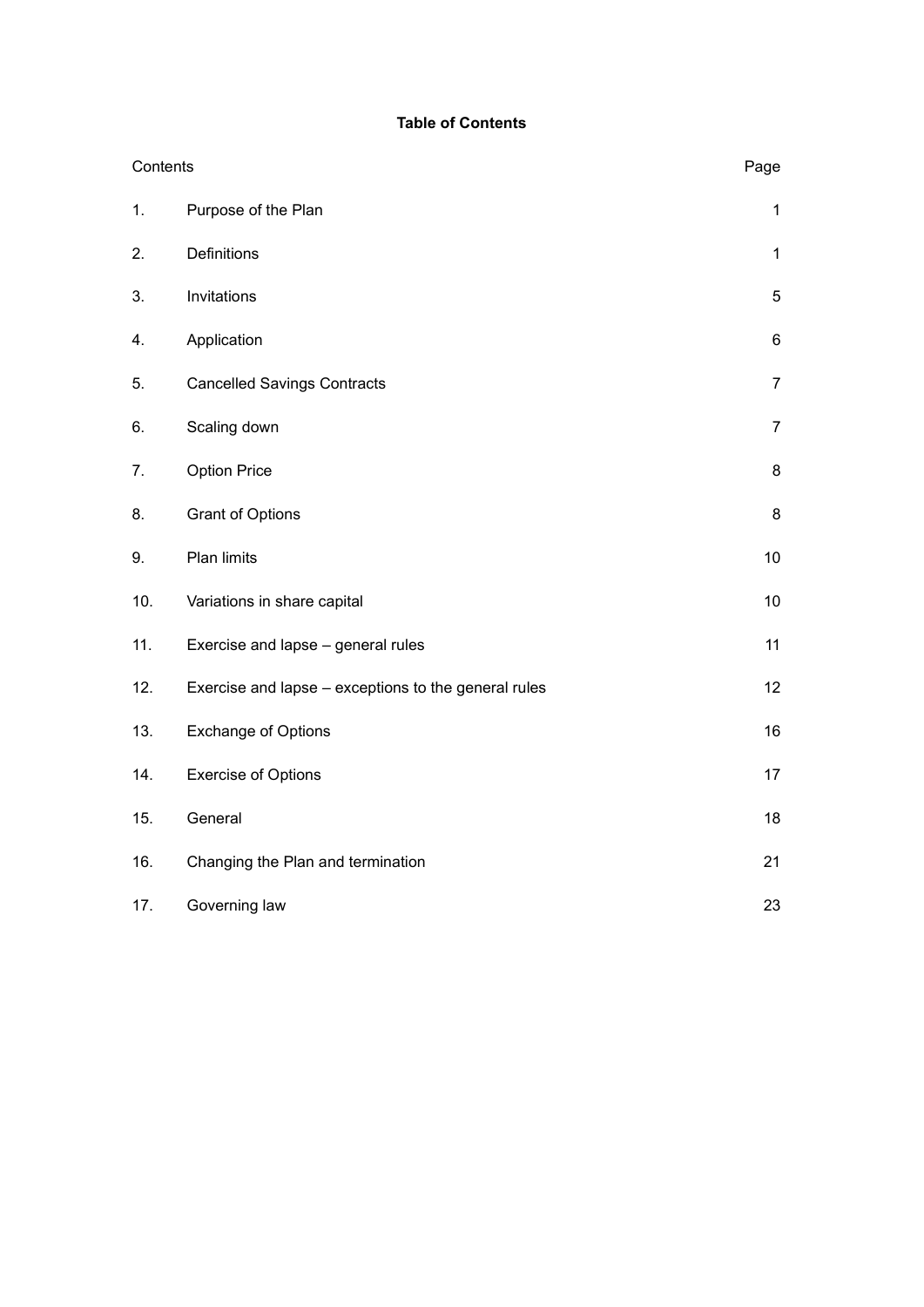**Table of Contents**

| Contents | | Page |
|---|---|---|
| 1. | Purpose of the Plan | 1 |
| 2. | Definitions | 1 |
| 3. | Invitations | 5 |
| 4. | Application | 6 |
| 5. | Cancelled Savings Contracts | 7 |
| 6. | Scaling down | 7 |
| 7. | Option Price | 8 |
| 8. | Grant of Options | 8 |
| 9. | Plan limits | 10 |
| 10. | Variations in share capital | 10 |
| 11. | Exercise and lapse – general rules | 11 |
| 12. | Exercise and lapse – exceptions to the general rules | 12 |
| 13. | Exchange of Options | 16 |
| 14. | Exercise of Options | 17 |
| 15. | General | 18 |
| 16. | Changing the Plan and termination | 21 |
| 17. | Governing law | 23 |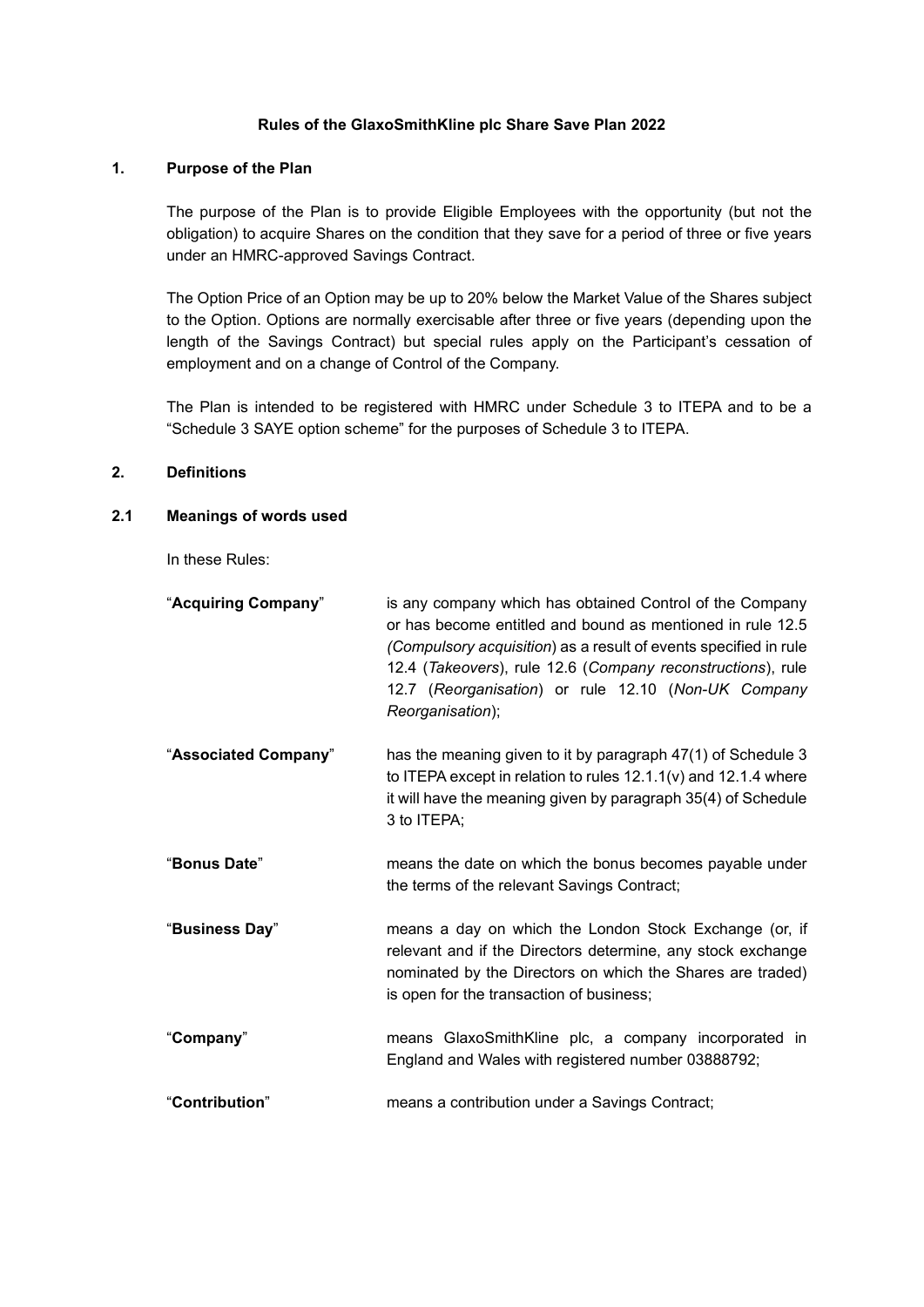# Rules of the GlaxoSmithKline plc Share Save Plan 2022

## 1. Purpose of the Plan

The purpose of the Plan is to provide Eligible Employees with the opportunity (but not the obligation) to acquire Shares on the condition that they save for a period of three or five years under an HMRC-approved Savings Contract.

The Option Price of an Option may be up to 20% below the Market Value of the Shares subject to the Option. Options are normally exercisable after three or five years (depending upon the length of the Savings Contract) but special rules apply on the Participant's cessation of employment and on a change of Control of the Company.

The Plan is intended to be registered with HMRC under Schedule 3 to ITEPA and to be a "Schedule 3 SAYE option scheme" for the purposes of Schedule 3 to ITEPA.

## 2. Definitions

### 2.1 Meanings of words used

In these Rules:

| Term | Meaning |
|---|---|
| "**Acquiring Company**" | is any company which has obtained Control of the Company or has become entitled and bound as mentioned in rule 12.5 *(Compulsory acquisition*) as a result of events specified in rule 12.4 (*Takeovers*), rule 12.6 (*Company reconstructions*), rule 12.7 (*Reorganisation*) or rule 12.10 (*Non-UK Company Reorganisation*); |
| "**Associated Company**" | has the meaning given to it by paragraph 47(1) of Schedule 3 to ITEPA except in relation to rules 12.1.1(v) and 12.1.4 where it will have the meaning given by paragraph 35(4) of Schedule 3 to ITEPA; |
| "**Bonus Date**" | means the date on which the bonus becomes payable under the terms of the relevant Savings Contract; |
| "**Business Day**" | means a day on which the London Stock Exchange (or, if relevant and if the Directors determine, any stock exchange nominated by the Directors on which the Shares are traded) is open for the transaction of business; |
| "**Company**" | means GlaxoSmithKline plc, a company incorporated in England and Wales with registered number 03888792; |
| "**Contribution**" | means a contribution under a Savings Contract; |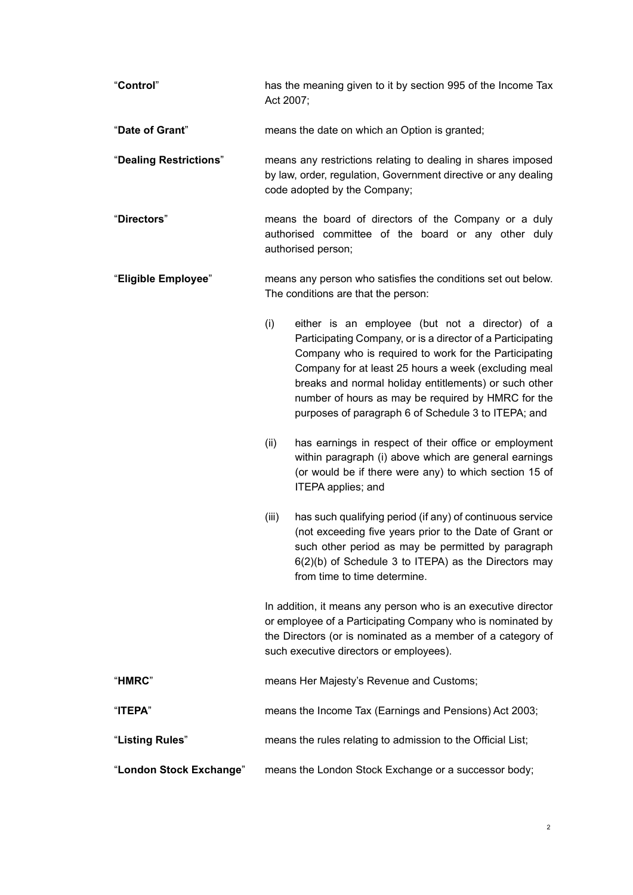"**Control**" has the meaning given to it by section 995 of the Income Tax Act 2007;

"**Date of Grant**" means the date on which an Option is granted;

"**Dealing Restrictions**" means any restrictions relating to dealing in shares imposed by law, order, regulation, Government directive or any dealing code adopted by the Company;

"**Directors**" means the board of directors of the Company or a duly authorised committee of the board or any other duly authorised person;

"**Eligible Employee**" means any person who satisfies the conditions set out below. The conditions are that the person:

(i) either is an employee (but not a director) of a Participating Company, or is a director of a Participating Company who is required to work for the Participating Company for at least 25 hours a week (excluding meal breaks and normal holiday entitlements) or such other number of hours as may be required by HMRC for the purposes of paragraph 6 of Schedule 3 to ITEPA; and

(ii) has earnings in respect of their office or employment within paragraph (i) above which are general earnings (or would be if there were any) to which section 15 of ITEPA applies; and

(iii) has such qualifying period (if any) of continuous service (not exceeding five years prior to the Date of Grant or such other period as may be permitted by paragraph 6(2)(b) of Schedule 3 to ITEPA) as the Directors may from time to time determine.

In addition, it means any person who is an executive director or employee of a Participating Company who is nominated by the Directors (or is nominated as a member of a category of such executive directors or employees).

"**HMRC**" means Her Majesty's Revenue and Customs;

"**ITEPA**" means the Income Tax (Earnings and Pensions) Act 2003;

"**Listing Rules**" means the rules relating to admission to the Official List;

"**London Stock Exchange**" means the London Stock Exchange or a successor body;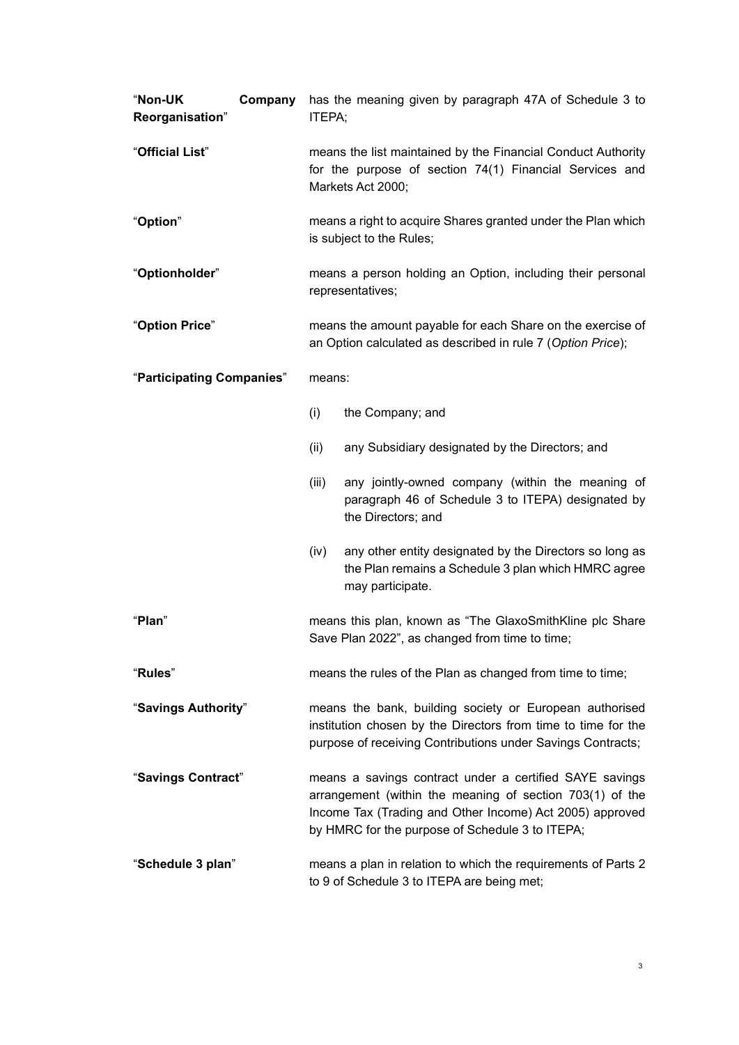"**Non-UK Company Reorganisation**" has the meaning given by paragraph 47A of Schedule 3 to ITEPA;

"**Official List**" means the list maintained by the Financial Conduct Authority for the purpose of section 74(1) Financial Services and Markets Act 2000;

"**Option**" means a right to acquire Shares granted under the Plan which is subject to the Rules;

"**Optionholder**" means a person holding an Option, including their personal representatives;

"**Option Price**" means the amount payable for each Share on the exercise of an Option calculated as described in rule 7 (*Option Price*);

"**Participating Companies**" means:

(i) the Company; and

(ii) any Subsidiary designated by the Directors; and

(iii) any jointly-owned company (within the meaning of paragraph 46 of Schedule 3 to ITEPA) designated by the Directors; and

(iv) any other entity designated by the Directors so long as the Plan remains a Schedule 3 plan which HMRC agree may participate.

"**Plan**" means this plan, known as "The GlaxoSmithKline plc Share Save Plan 2022", as changed from time to time;

"**Rules**" means the rules of the Plan as changed from time to time;

"**Savings Authority**" means the bank, building society or European authorised institution chosen by the Directors from time to time for the purpose of receiving Contributions under Savings Contracts;

"**Savings Contract**" means a savings contract under a certified SAYE savings arrangement (within the meaning of section 703(1) of the Income Tax (Trading and Other Income) Act 2005) approved by HMRC for the purpose of Schedule 3 to ITEPA;

"**Schedule 3 plan**" means a plan in relation to which the requirements of Parts 2 to 9 of Schedule 3 to ITEPA are being met;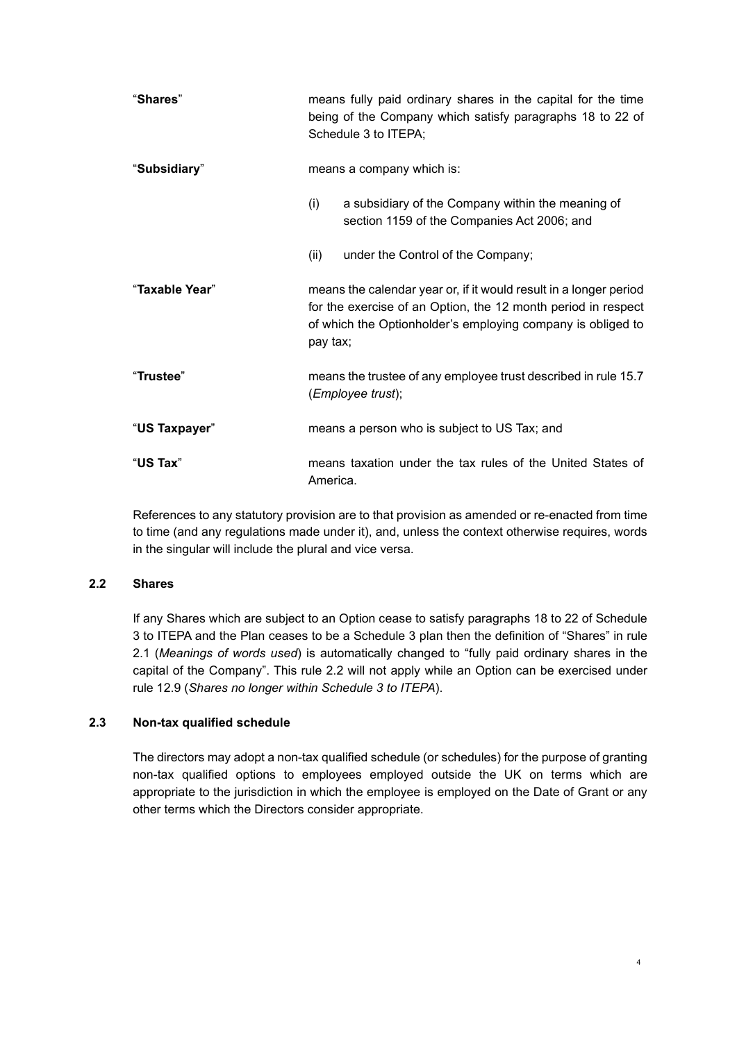"**Shares**" means fully paid ordinary shares in the capital for the time being of the Company which satisfy paragraphs 18 to 22 of Schedule 3 to ITEPA;

"**Subsidiary**" means a company which is:

(i) a subsidiary of the Company within the meaning of section 1159 of the Companies Act 2006; and

(ii) under the Control of the Company;

"**Taxable Year**" means the calendar year or, if it would result in a longer period for the exercise of an Option, the 12 month period in respect of which the Optionholder's employing company is obliged to pay tax;

"**Trustee**" means the trustee of any employee trust described in rule 15.7 (*Employee trust*);

"**US Taxpayer**" means a person who is subject to US Tax; and

"**US Tax**" means taxation under the tax rules of the United States of America.

References to any statutory provision are to that provision as amended or re-enacted from time to time (and any regulations made under it), and, unless the context otherwise requires, words in the singular will include the plural and vice versa.

### 2.2 Shares

If any Shares which are subject to an Option cease to satisfy paragraphs 18 to 22 of Schedule 3 to ITEPA and the Plan ceases to be a Schedule 3 plan then the definition of "Shares" in rule 2.1 (*Meanings of words used*) is automatically changed to "fully paid ordinary shares in the capital of the Company". This rule 2.2 will not apply while an Option can be exercised under rule 12.9 (*Shares no longer within Schedule 3 to ITEPA*).

### 2.3 Non-tax qualified schedule

The directors may adopt a non-tax qualified schedule (or schedules) for the purpose of granting non-tax qualified options to employees employed outside the UK on terms which are appropriate to the jurisdiction in which the employee is employed on the Date of Grant or any other terms which the Directors consider appropriate.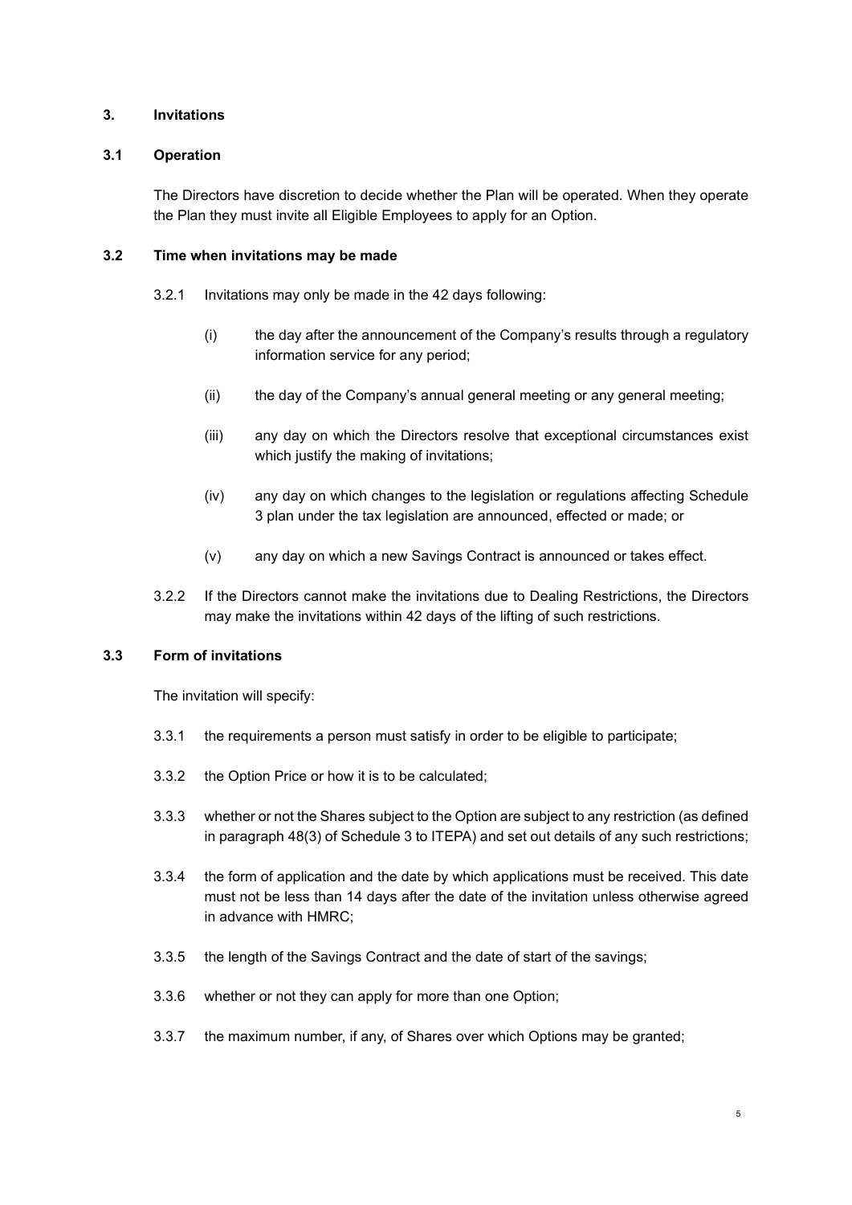## 3. Invitations

### 3.1 Operation

The Directors have discretion to decide whether the Plan will be operated. When they operate the Plan they must invite all Eligible Employees to apply for an Option.

### 3.2 Time when invitations may be made

3.2.1 Invitations may only be made in the 42 days following:

(i) the day after the announcement of the Company's results through a regulatory information service for any period;

(ii) the day of the Company's annual general meeting or any general meeting;

(iii) any day on which the Directors resolve that exceptional circumstances exist which justify the making of invitations;

(iv) any day on which changes to the legislation or regulations affecting Schedule 3 plan under the tax legislation are announced, effected or made; or

(v) any day on which a new Savings Contract is announced or takes effect.

3.2.2 If the Directors cannot make the invitations due to Dealing Restrictions, the Directors may make the invitations within 42 days of the lifting of such restrictions.

### 3.3 Form of invitations

The invitation will specify:

3.3.1 the requirements a person must satisfy in order to be eligible to participate;

3.3.2 the Option Price or how it is to be calculated;

3.3.3 whether or not the Shares subject to the Option are subject to any restriction (as defined in paragraph 48(3) of Schedule 3 to ITEPA) and set out details of any such restrictions;

3.3.4 the form of application and the date by which applications must be received. This date must not be less than 14 days after the date of the invitation unless otherwise agreed in advance with HMRC;

3.3.5 the length of the Savings Contract and the date of start of the savings;

3.3.6 whether or not they can apply for more than one Option;

3.3.7 the maximum number, if any, of Shares over which Options may be granted;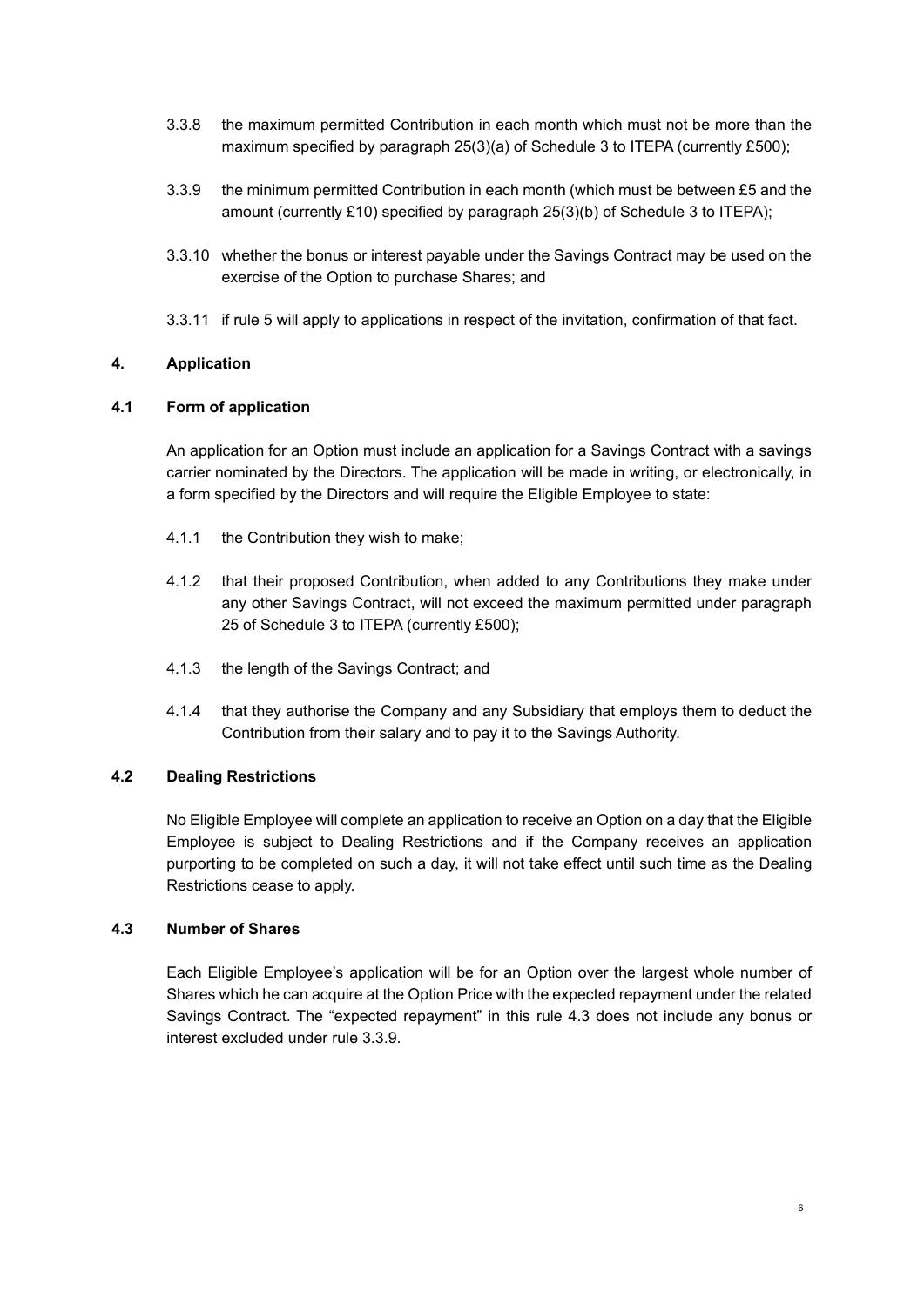3.3.8 the maximum permitted Contribution in each month which must not be more than the maximum specified by paragraph 25(3)(a) of Schedule 3 to ITEPA (currently £500);

3.3.9 the minimum permitted Contribution in each month (which must be between £5 and the amount (currently £10) specified by paragraph 25(3)(b) of Schedule 3 to ITEPA);

3.3.10 whether the bonus or interest payable under the Savings Contract may be used on the exercise of the Option to purchase Shares; and

3.3.11 if rule 5 will apply to applications in respect of the invitation, confirmation of that fact.

## 4. Application

### 4.1 Form of application

An application for an Option must include an application for a Savings Contract with a savings carrier nominated by the Directors. The application will be made in writing, or electronically, in a form specified by the Directors and will require the Eligible Employee to state:

4.1.1 the Contribution they wish to make;

4.1.2 that their proposed Contribution, when added to any Contributions they make under any other Savings Contract, will not exceed the maximum permitted under paragraph 25 of Schedule 3 to ITEPA (currently £500);

4.1.3 the length of the Savings Contract; and

4.1.4 that they authorise the Company and any Subsidiary that employs them to deduct the Contribution from their salary and to pay it to the Savings Authority.

### 4.2 Dealing Restrictions

No Eligible Employee will complete an application to receive an Option on a day that the Eligible Employee is subject to Dealing Restrictions and if the Company receives an application purporting to be completed on such a day, it will not take effect until such time as the Dealing Restrictions cease to apply.

### 4.3 Number of Shares

Each Eligible Employee's application will be for an Option over the largest whole number of Shares which he can acquire at the Option Price with the expected repayment under the related Savings Contract. The "expected repayment" in this rule 4.3 does not include any bonus or interest excluded under rule 3.3.9.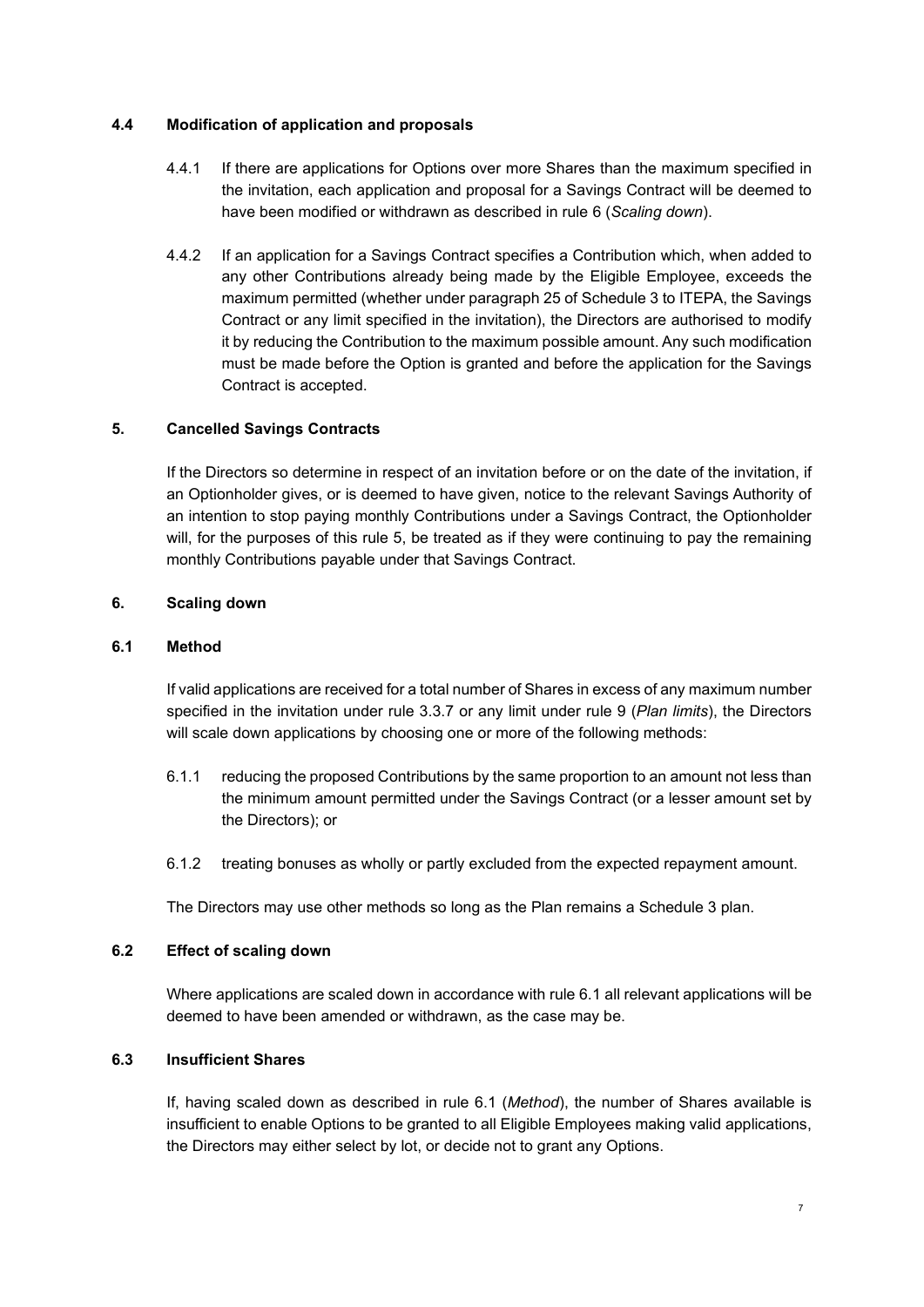### 4.4 Modification of application and proposals

4.4.1 If there are applications for Options over more Shares than the maximum specified in the invitation, each application and proposal for a Savings Contract will be deemed to have been modified or withdrawn as described in rule 6 (*Scaling down*).

4.4.2 If an application for a Savings Contract specifies a Contribution which, when added to any other Contributions already being made by the Eligible Employee, exceeds the maximum permitted (whether under paragraph 25 of Schedule 3 to ITEPA, the Savings Contract or any limit specified in the invitation), the Directors are authorised to modify it by reducing the Contribution to the maximum possible amount. Any such modification must be made before the Option is granted and before the application for the Savings Contract is accepted.

## 5. Cancelled Savings Contracts

If the Directors so determine in respect of an invitation before or on the date of the invitation, if an Optionholder gives, or is deemed to have given, notice to the relevant Savings Authority of an intention to stop paying monthly Contributions under a Savings Contract, the Optionholder will, for the purposes of this rule 5, be treated as if they were continuing to pay the remaining monthly Contributions payable under that Savings Contract.

## 6. Scaling down

### 6.1 Method

If valid applications are received for a total number of Shares in excess of any maximum number specified in the invitation under rule 3.3.7 or any limit under rule 9 (*Plan limits*), the Directors will scale down applications by choosing one or more of the following methods:

6.1.1 reducing the proposed Contributions by the same proportion to an amount not less than the minimum amount permitted under the Savings Contract (or a lesser amount set by the Directors); or

6.1.2 treating bonuses as wholly or partly excluded from the expected repayment amount.

The Directors may use other methods so long as the Plan remains a Schedule 3 plan.

### 6.2 Effect of scaling down

Where applications are scaled down in accordance with rule 6.1 all relevant applications will be deemed to have been amended or withdrawn, as the case may be.

### 6.3 Insufficient Shares

If, having scaled down as described in rule 6.1 (*Method*), the number of Shares available is insufficient to enable Options to be granted to all Eligible Employees making valid applications, the Directors may either select by lot, or decide not to grant any Options.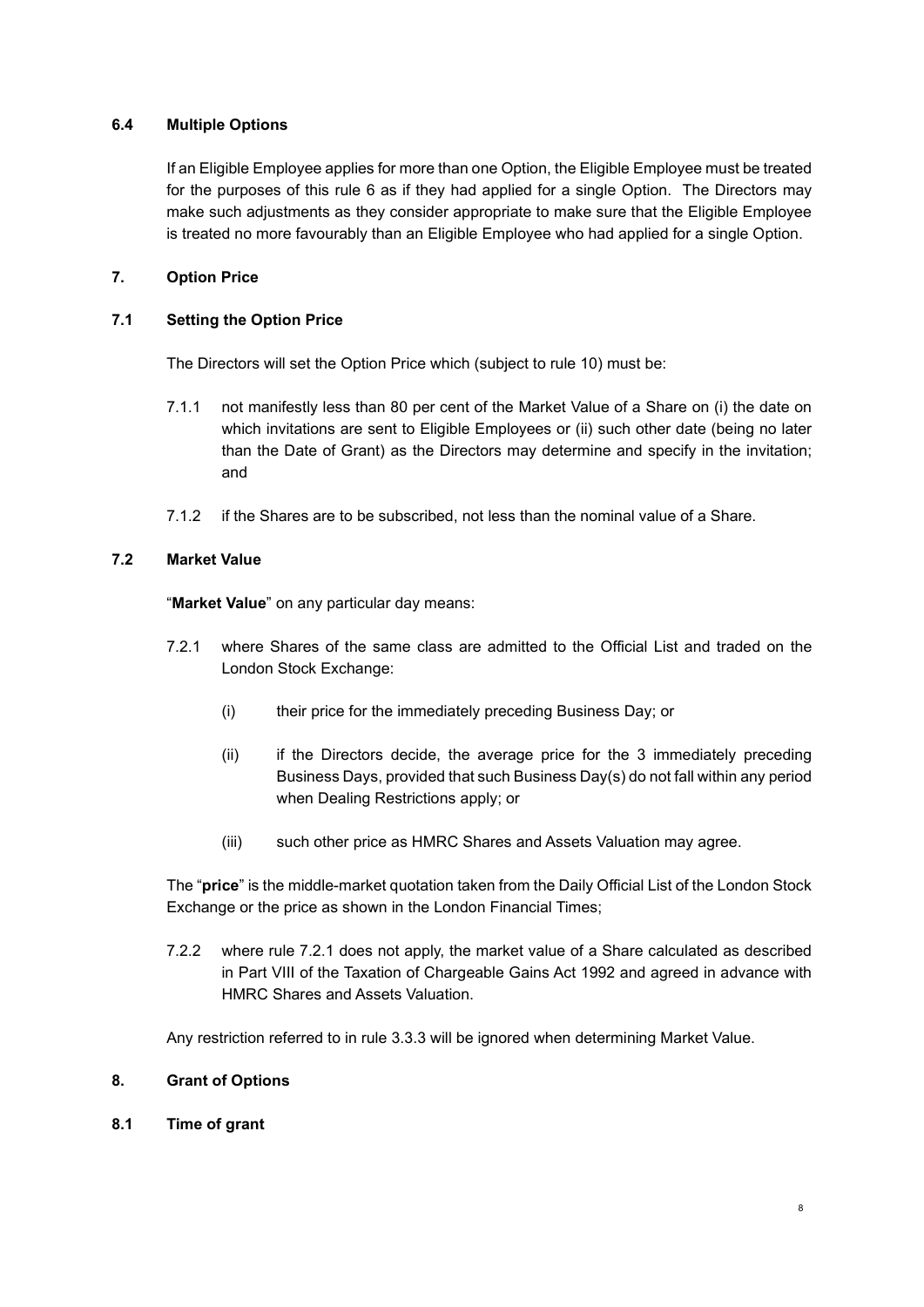### 6.4 Multiple Options

If an Eligible Employee applies for more than one Option, the Eligible Employee must be treated for the purposes of this rule 6 as if they had applied for a single Option. The Directors may make such adjustments as they consider appropriate to make sure that the Eligible Employee is treated no more favourably than an Eligible Employee who had applied for a single Option.

## 7. Option Price

### 7.1 Setting the Option Price

The Directors will set the Option Price which (subject to rule 10) must be:

7.1.1 not manifestly less than 80 per cent of the Market Value of a Share on (i) the date on which invitations are sent to Eligible Employees or (ii) such other date (being no later than the Date of Grant) as the Directors may determine and specify in the invitation; and

7.1.2 if the Shares are to be subscribed, not less than the nominal value of a Share.

### 7.2 Market Value

"**Market Value**" on any particular day means:

7.2.1 where Shares of the same class are admitted to the Official List and traded on the London Stock Exchange:

(i) their price for the immediately preceding Business Day; or

(ii) if the Directors decide, the average price for the 3 immediately preceding Business Days, provided that such Business Day(s) do not fall within any period when Dealing Restrictions apply; or

(iii) such other price as HMRC Shares and Assets Valuation may agree.

The "**price**" is the middle-market quotation taken from the Daily Official List of the London Stock Exchange or the price as shown in the London Financial Times;

7.2.2 where rule 7.2.1 does not apply, the market value of a Share calculated as described in Part VIII of the Taxation of Chargeable Gains Act 1992 and agreed in advance with HMRC Shares and Assets Valuation.

Any restriction referred to in rule 3.3.3 will be ignored when determining Market Value.

## 8. Grant of Options

### 8.1 Time of grant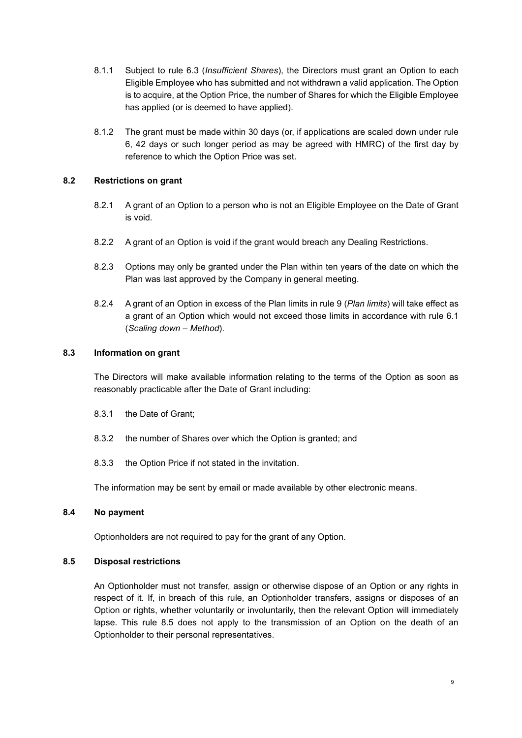8.1.1 Subject to rule 6.3 (*Insufficient Shares*), the Directors must grant an Option to each Eligible Employee who has submitted and not withdrawn a valid application. The Option is to acquire, at the Option Price, the number of Shares for which the Eligible Employee has applied (or is deemed to have applied).

8.1.2 The grant must be made within 30 days (or, if applications are scaled down under rule 6, 42 days or such longer period as may be agreed with HMRC) of the first day by reference to which the Option Price was set.

### 8.2 Restrictions on grant

8.2.1 A grant of an Option to a person who is not an Eligible Employee on the Date of Grant is void.

8.2.2 A grant of an Option is void if the grant would breach any Dealing Restrictions.

8.2.3 Options may only be granted under the Plan within ten years of the date on which the Plan was last approved by the Company in general meeting.

8.2.4 A grant of an Option in excess of the Plan limits in rule 9 (*Plan limits*) will take effect as a grant of an Option which would not exceed those limits in accordance with rule 6.1 (*Scaling down – Method*).

### 8.3 Information on grant

The Directors will make available information relating to the terms of the Option as soon as reasonably practicable after the Date of Grant including:

8.3.1 the Date of Grant;

8.3.2 the number of Shares over which the Option is granted; and

8.3.3 the Option Price if not stated in the invitation.

The information may be sent by email or made available by other electronic means.

### 8.4 No payment

Optionholders are not required to pay for the grant of any Option.

### 8.5 Disposal restrictions

An Optionholder must not transfer, assign or otherwise dispose of an Option or any rights in respect of it. If, in breach of this rule, an Optionholder transfers, assigns or disposes of an Option or rights, whether voluntarily or involuntarily, then the relevant Option will immediately lapse. This rule 8.5 does not apply to the transmission of an Option on the death of an Optionholder to their personal representatives.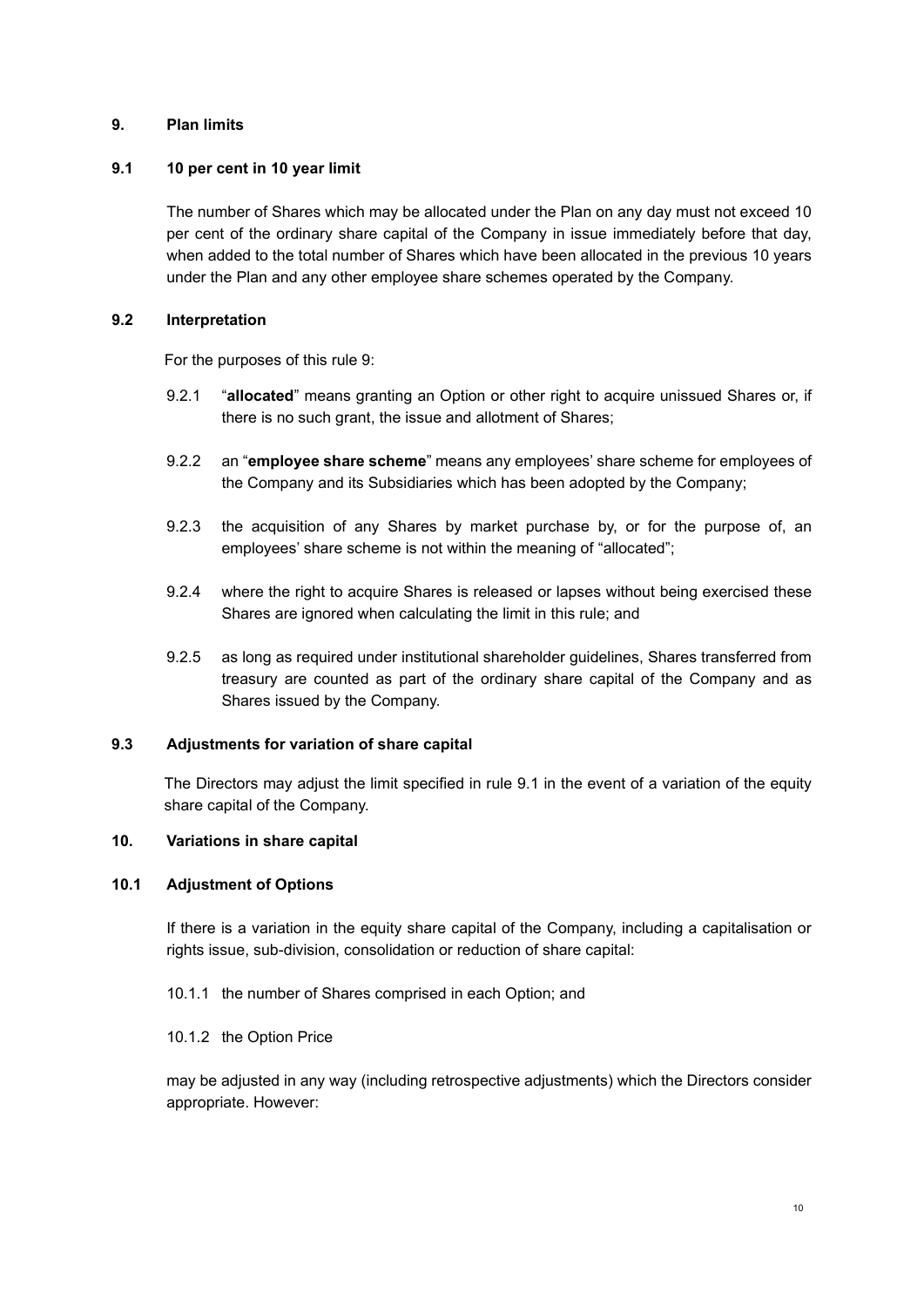## 9. Plan limits

### 9.1 10 per cent in 10 year limit

The number of Shares which may be allocated under the Plan on any day must not exceed 10 per cent of the ordinary share capital of the Company in issue immediately before that day, when added to the total number of Shares which have been allocated in the previous 10 years under the Plan and any other employee share schemes operated by the Company.

### 9.2 Interpretation

For the purposes of this rule 9:

9.2.1 "**allocated**" means granting an Option or other right to acquire unissued Shares or, if there is no such grant, the issue and allotment of Shares;

9.2.2 an "**employee share scheme**" means any employees' share scheme for employees of the Company and its Subsidiaries which has been adopted by the Company;

9.2.3 the acquisition of any Shares by market purchase by, or for the purpose of, an employees' share scheme is not within the meaning of "allocated";

9.2.4 where the right to acquire Shares is released or lapses without being exercised these Shares are ignored when calculating the limit in this rule; and

9.2.5 as long as required under institutional shareholder guidelines, Shares transferred from treasury are counted as part of the ordinary share capital of the Company and as Shares issued by the Company.

### 9.3 Adjustments for variation of share capital

The Directors may adjust the limit specified in rule 9.1 in the event of a variation of the equity share capital of the Company.

## 10. Variations in share capital

### 10.1 Adjustment of Options

If there is a variation in the equity share capital of the Company, including a capitalisation or rights issue, sub-division, consolidation or reduction of share capital:

10.1.1 the number of Shares comprised in each Option; and

10.1.2 the Option Price

may be adjusted in any way (including retrospective adjustments) which the Directors consider appropriate. However: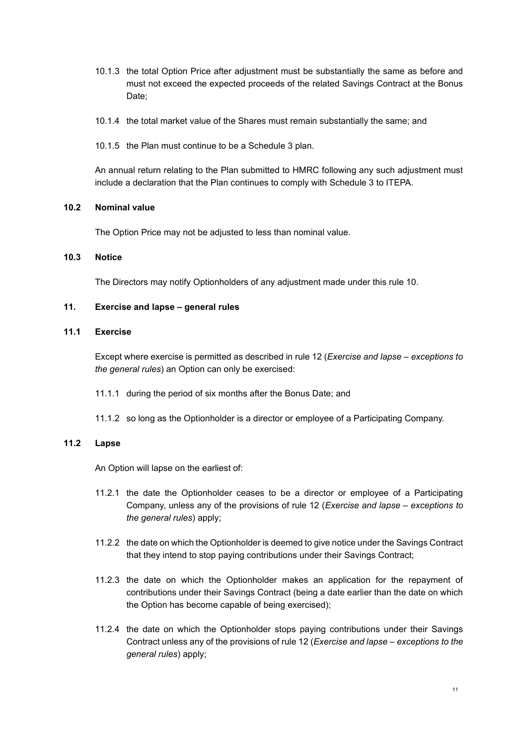10.1.3 the total Option Price after adjustment must be substantially the same as before and must not exceed the expected proceeds of the related Savings Contract at the Bonus Date;

10.1.4 the total market value of the Shares must remain substantially the same; and

10.1.5 the Plan must continue to be a Schedule 3 plan.

An annual return relating to the Plan submitted to HMRC following any such adjustment must include a declaration that the Plan continues to comply with Schedule 3 to ITEPA.

**10.2 Nominal value**

The Option Price may not be adjusted to less than nominal value.

**10.3 Notice**

The Directors may notify Optionholders of any adjustment made under this rule 10.

## 11. Exercise and lapse – general rules

**11.1 Exercise**

Except where exercise is permitted as described in rule 12 (*Exercise and lapse – exceptions to the general rules*) an Option can only be exercised:

11.1.1 during the period of six months after the Bonus Date; and

11.1.2 so long as the Optionholder is a director or employee of a Participating Company.

**11.2 Lapse**

An Option will lapse on the earliest of:

11.2.1 the date the Optionholder ceases to be a director or employee of a Participating Company, unless any of the provisions of rule 12 (*Exercise and lapse – exceptions to the general rules*) apply;

11.2.2 the date on which the Optionholder is deemed to give notice under the Savings Contract that they intend to stop paying contributions under their Savings Contract;

11.2.3 the date on which the Optionholder makes an application for the repayment of contributions under their Savings Contract (being a date earlier than the date on which the Option has become capable of being exercised);

11.2.4 the date on which the Optionholder stops paying contributions under their Savings Contract unless any of the provisions of rule 12 (*Exercise and lapse – exceptions to the general rules*) apply;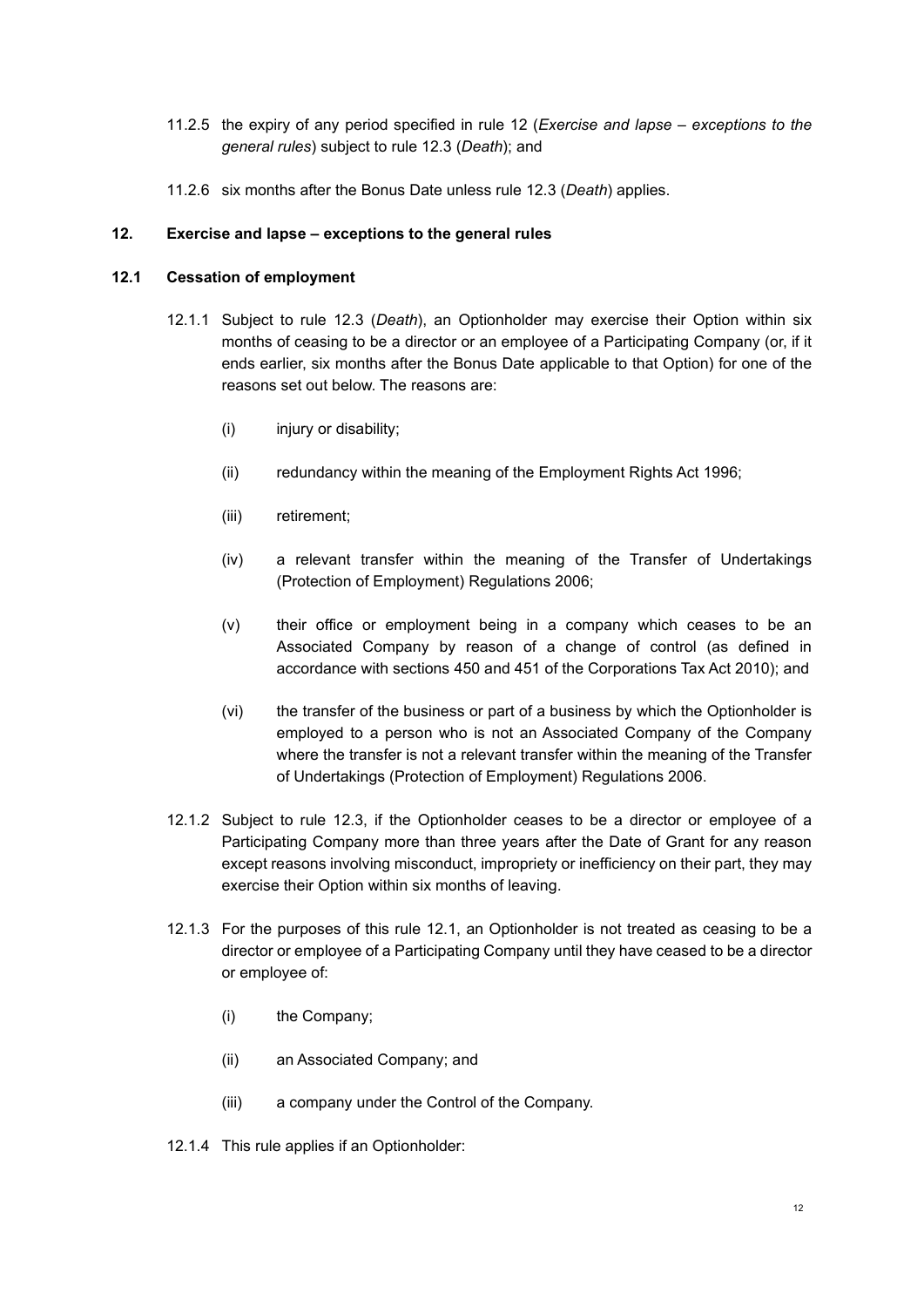11.2.5 the expiry of any period specified in rule 12 (*Exercise and lapse – exceptions to the general rules*) subject to rule 12.3 (*Death*); and

11.2.6 six months after the Bonus Date unless rule 12.3 (*Death*) applies.

## 12. Exercise and lapse – exceptions to the general rules

### 12.1 Cessation of employment

12.1.1 Subject to rule 12.3 (*Death*), an Optionholder may exercise their Option within six months of ceasing to be a director or an employee of a Participating Company (or, if it ends earlier, six months after the Bonus Date applicable to that Option) for one of the reasons set out below. The reasons are:

(i) injury or disability;

(ii) redundancy within the meaning of the Employment Rights Act 1996;

(iii) retirement;

(iv) a relevant transfer within the meaning of the Transfer of Undertakings (Protection of Employment) Regulations 2006;

(v) their office or employment being in a company which ceases to be an Associated Company by reason of a change of control (as defined in accordance with sections 450 and 451 of the Corporations Tax Act 2010); and

(vi) the transfer of the business or part of a business by which the Optionholder is employed to a person who is not an Associated Company of the Company where the transfer is not a relevant transfer within the meaning of the Transfer of Undertakings (Protection of Employment) Regulations 2006.

12.1.2 Subject to rule 12.3, if the Optionholder ceases to be a director or employee of a Participating Company more than three years after the Date of Grant for any reason except reasons involving misconduct, impropriety or inefficiency on their part, they may exercise their Option within six months of leaving.

12.1.3 For the purposes of this rule 12.1, an Optionholder is not treated as ceasing to be a director or employee of a Participating Company until they have ceased to be a director or employee of:

(i) the Company;

(ii) an Associated Company; and

(iii) a company under the Control of the Company.

12.1.4 This rule applies if an Optionholder: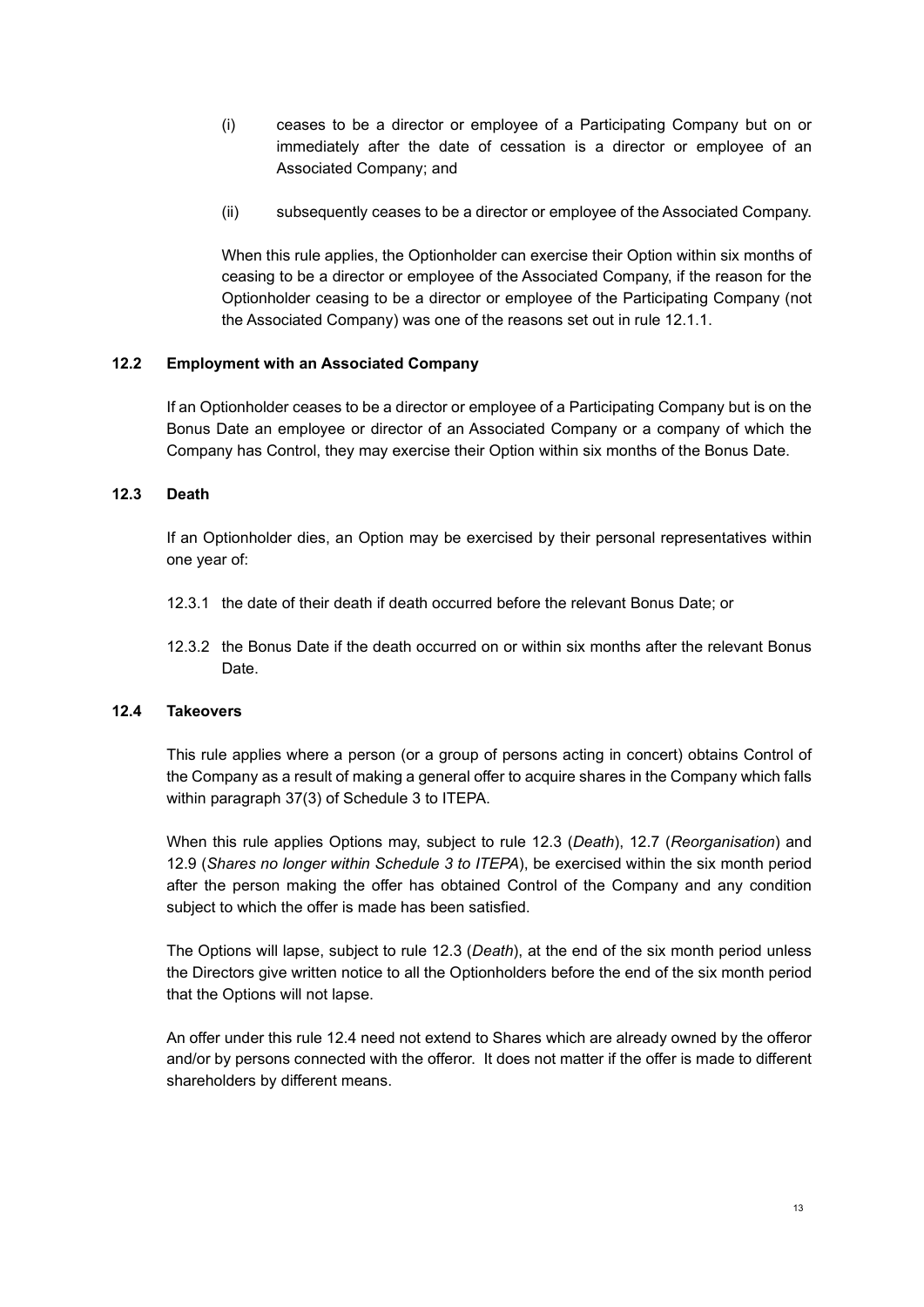(i) ceases to be a director or employee of a Participating Company but on or immediately after the date of cessation is a director or employee of an Associated Company; and

(ii) subsequently ceases to be a director or employee of the Associated Company.

When this rule applies, the Optionholder can exercise their Option within six months of ceasing to be a director or employee of the Associated Company, if the reason for the Optionholder ceasing to be a director or employee of the Participating Company (not the Associated Company) was one of the reasons set out in rule 12.1.1.

### 12.2 Employment with an Associated Company

If an Optionholder ceases to be a director or employee of a Participating Company but is on the Bonus Date an employee or director of an Associated Company or a company of which the Company has Control, they may exercise their Option within six months of the Bonus Date.

### 12.3 Death

If an Optionholder dies, an Option may be exercised by their personal representatives within one year of:

12.3.1 the date of their death if death occurred before the relevant Bonus Date; or

12.3.2 the Bonus Date if the death occurred on or within six months after the relevant Bonus Date.

### 12.4 Takeovers

This rule applies where a person (or a group of persons acting in concert) obtains Control of the Company as a result of making a general offer to acquire shares in the Company which falls within paragraph 37(3) of Schedule 3 to ITEPA.

When this rule applies Options may, subject to rule 12.3 (*Death*), 12.7 (*Reorganisation*) and 12.9 (*Shares no longer within Schedule 3 to ITEPA*), be exercised within the six month period after the person making the offer has obtained Control of the Company and any condition subject to which the offer is made has been satisfied.

The Options will lapse, subject to rule 12.3 (*Death*), at the end of the six month period unless the Directors give written notice to all the Optionholders before the end of the six month period that the Options will not lapse.

An offer under this rule 12.4 need not extend to Shares which are already owned by the offeror and/or by persons connected with the offeror. It does not matter if the offer is made to different shareholders by different means.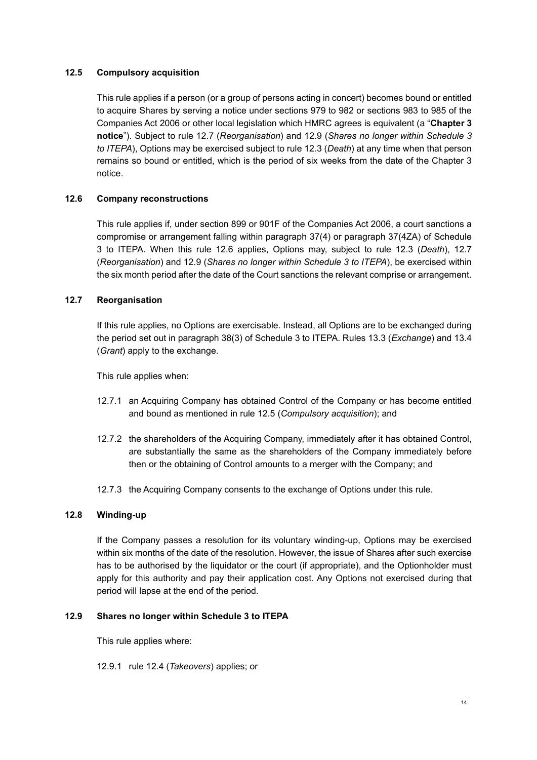### 12.5 Compulsory acquisition

This rule applies if a person (or a group of persons acting in concert) becomes bound or entitled to acquire Shares by serving a notice under sections 979 to 982 or sections 983 to 985 of the Companies Act 2006 or other local legislation which HMRC agrees is equivalent (a "**Chapter 3 notice**"). Subject to rule 12.7 (*Reorganisation*) and 12.9 (*Shares no longer within Schedule 3 to ITEPA*), Options may be exercised subject to rule 12.3 (*Death*) at any time when that person remains so bound or entitled, which is the period of six weeks from the date of the Chapter 3 notice.

### 12.6 Company reconstructions

This rule applies if, under section 899 or 901F of the Companies Act 2006, a court sanctions a compromise or arrangement falling within paragraph 37(4) or paragraph 37(4ZA) of Schedule 3 to ITEPA. When this rule 12.6 applies, Options may, subject to rule 12.3 (*Death*), 12.7 (*Reorganisation*) and 12.9 (*Shares no longer within Schedule 3 to ITEPA*), be exercised within the six month period after the date of the Court sanctions the relevant comprise or arrangement.

### 12.7 Reorganisation

If this rule applies, no Options are exercisable. Instead, all Options are to be exchanged during the period set out in paragraph 38(3) of Schedule 3 to ITEPA. Rules 13.3 (*Exchange*) and 13.4 (*Grant*) apply to the exchange.

This rule applies when:

12.7.1 an Acquiring Company has obtained Control of the Company or has become entitled and bound as mentioned in rule 12.5 (*Compulsory acquisition*); and

12.7.2 the shareholders of the Acquiring Company, immediately after it has obtained Control, are substantially the same as the shareholders of the Company immediately before then or the obtaining of Control amounts to a merger with the Company; and

12.7.3 the Acquiring Company consents to the exchange of Options under this rule.

### 12.8 Winding-up

If the Company passes a resolution for its voluntary winding-up, Options may be exercised within six months of the date of the resolution. However, the issue of Shares after such exercise has to be authorised by the liquidator or the court (if appropriate), and the Optionholder must apply for this authority and pay their application cost. Any Options not exercised during that period will lapse at the end of the period.

### 12.9 Shares no longer within Schedule 3 to ITEPA

This rule applies where:

12.9.1 rule 12.4 (*Takeovers*) applies; or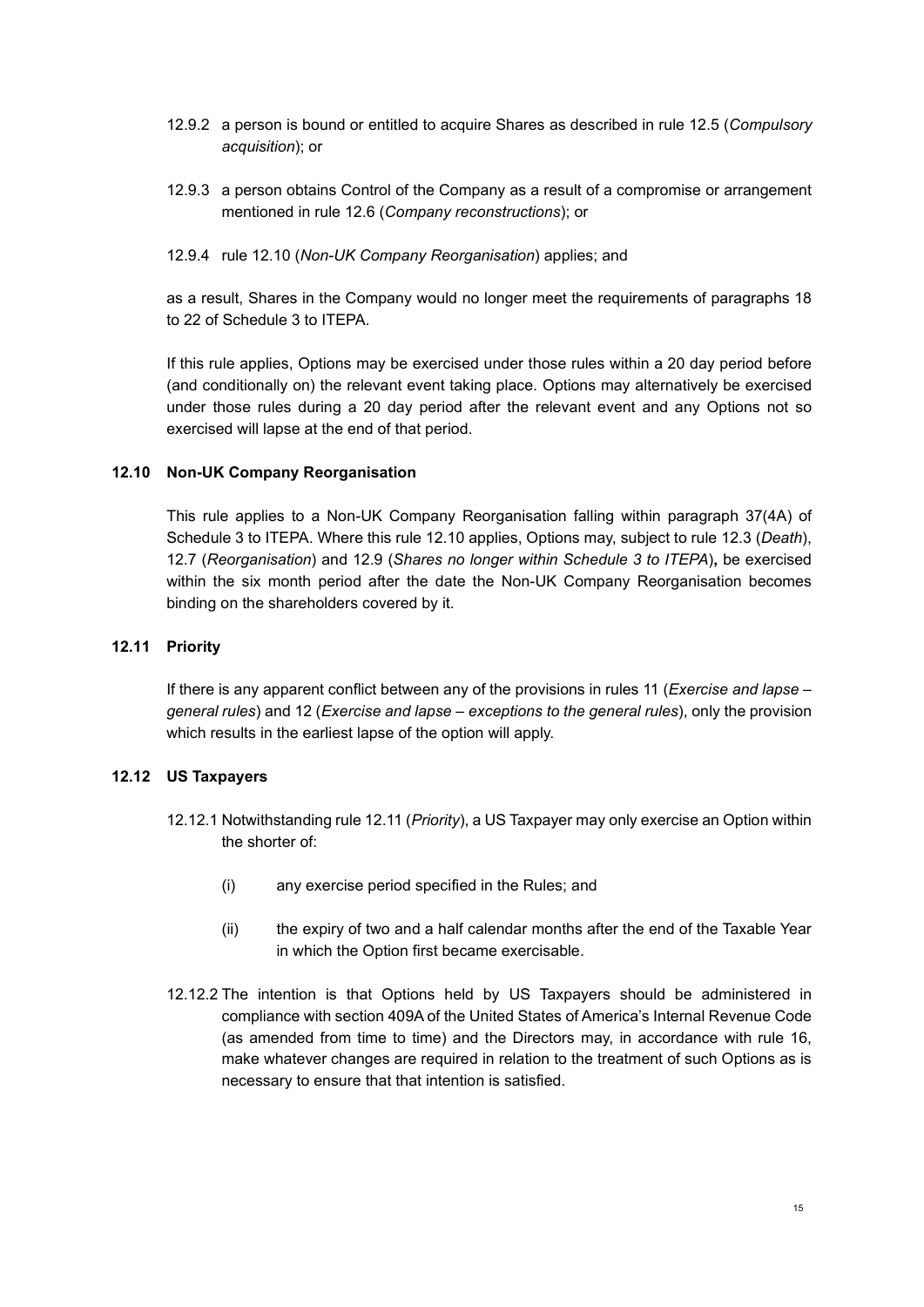12.9.2 a person is bound or entitled to acquire Shares as described in rule 12.5 (*Compulsory acquisition*); or

12.9.3 a person obtains Control of the Company as a result of a compromise or arrangement mentioned in rule 12.6 (*Company reconstructions*); or

12.9.4 rule 12.10 (*Non-UK Company Reorganisation*) applies; and

as a result, Shares in the Company would no longer meet the requirements of paragraphs 18 to 22 of Schedule 3 to ITEPA.

If this rule applies, Options may be exercised under those rules within a 20 day period before (and conditionally on) the relevant event taking place. Options may alternatively be exercised under those rules during a 20 day period after the relevant event and any Options not so exercised will lapse at the end of that period.

### 12.10 Non-UK Company Reorganisation

This rule applies to a Non-UK Company Reorganisation falling within paragraph 37(4A) of Schedule 3 to ITEPA. Where this rule 12.10 applies, Options may, subject to rule 12.3 (*Death*), 12.7 (*Reorganisation*) and 12.9 (*Shares no longer within Schedule 3 to ITEPA*)**,** be exercised within the six month period after the date the Non-UK Company Reorganisation becomes binding on the shareholders covered by it.

### 12.11 Priority

If there is any apparent conflict between any of the provisions in rules 11 (*Exercise and lapse – general rules*) and 12 (*Exercise and lapse – exceptions to the general rules*), only the provision which results in the earliest lapse of the option will apply.

### 12.12 US Taxpayers

12.12.1 Notwithstanding rule 12.11 (*Priority*), a US Taxpayer may only exercise an Option within the shorter of:

(i) any exercise period specified in the Rules; and

(ii) the expiry of two and a half calendar months after the end of the Taxable Year in which the Option first became exercisable.

12.12.2 The intention is that Options held by US Taxpayers should be administered in compliance with section 409A of the United States of America's Internal Revenue Code (as amended from time to time) and the Directors may, in accordance with rule 16, make whatever changes are required in relation to the treatment of such Options as is necessary to ensure that that intention is satisfied.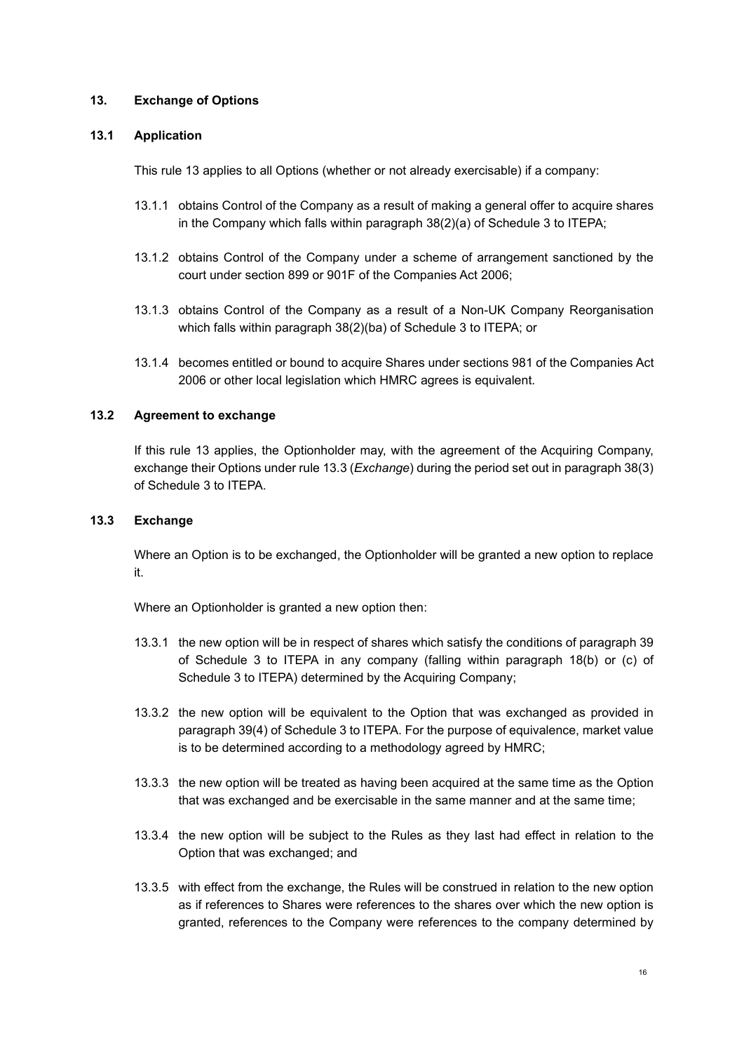## 13. Exchange of Options

### 13.1 Application

This rule 13 applies to all Options (whether or not already exercisable) if a company:

13.1.1 obtains Control of the Company as a result of making a general offer to acquire shares in the Company which falls within paragraph 38(2)(a) of Schedule 3 to ITEPA;

13.1.2 obtains Control of the Company under a scheme of arrangement sanctioned by the court under section 899 or 901F of the Companies Act 2006;

13.1.3 obtains Control of the Company as a result of a Non-UK Company Reorganisation which falls within paragraph 38(2)(ba) of Schedule 3 to ITEPA; or

13.1.4 becomes entitled or bound to acquire Shares under sections 981 of the Companies Act 2006 or other local legislation which HMRC agrees is equivalent.

### 13.2 Agreement to exchange

If this rule 13 applies, the Optionholder may, with the agreement of the Acquiring Company, exchange their Options under rule 13.3 (*Exchange*) during the period set out in paragraph 38(3) of Schedule 3 to ITEPA.

### 13.3 Exchange

Where an Option is to be exchanged, the Optionholder will be granted a new option to replace it.

Where an Optionholder is granted a new option then:

13.3.1 the new option will be in respect of shares which satisfy the conditions of paragraph 39 of Schedule 3 to ITEPA in any company (falling within paragraph 18(b) or (c) of Schedule 3 to ITEPA) determined by the Acquiring Company;

13.3.2 the new option will be equivalent to the Option that was exchanged as provided in paragraph 39(4) of Schedule 3 to ITEPA. For the purpose of equivalence, market value is to be determined according to a methodology agreed by HMRC;

13.3.3 the new option will be treated as having been acquired at the same time as the Option that was exchanged and be exercisable in the same manner and at the same time;

13.3.4 the new option will be subject to the Rules as they last had effect in relation to the Option that was exchanged; and

13.3.5 with effect from the exchange, the Rules will be construed in relation to the new option as if references to Shares were references to the shares over which the new option is granted, references to the Company were references to the company determined by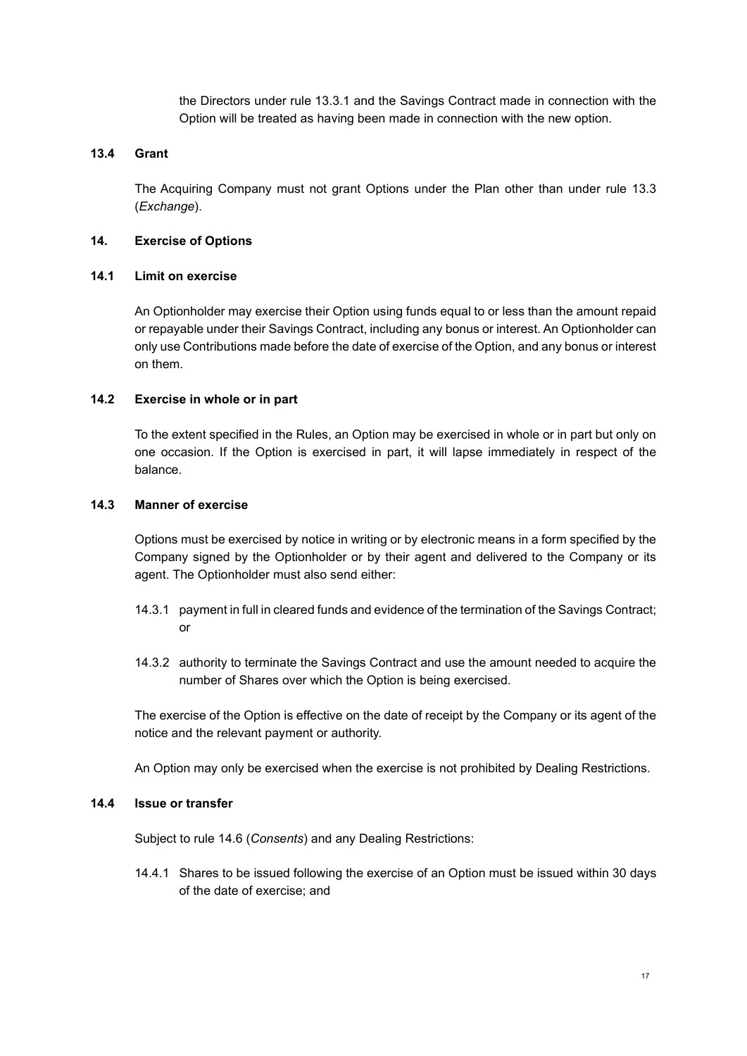the Directors under rule 13.3.1 and the Savings Contract made in connection with the Option will be treated as having been made in connection with the new option.

### 13.4 Grant

The Acquiring Company must not grant Options under the Plan other than under rule 13.3 (*Exchange*).

## 14. Exercise of Options

### 14.1 Limit on exercise

An Optionholder may exercise their Option using funds equal to or less than the amount repaid or repayable under their Savings Contract, including any bonus or interest. An Optionholder can only use Contributions made before the date of exercise of the Option, and any bonus or interest on them.

### 14.2 Exercise in whole or in part

To the extent specified in the Rules, an Option may be exercised in whole or in part but only on one occasion. If the Option is exercised in part, it will lapse immediately in respect of the balance.

### 14.3 Manner of exercise

Options must be exercised by notice in writing or by electronic means in a form specified by the Company signed by the Optionholder or by their agent and delivered to the Company or its agent. The Optionholder must also send either:

14.3.1 payment in full in cleared funds and evidence of the termination of the Savings Contract; or

14.3.2 authority to terminate the Savings Contract and use the amount needed to acquire the number of Shares over which the Option is being exercised.

The exercise of the Option is effective on the date of receipt by the Company or its agent of the notice and the relevant payment or authority.

An Option may only be exercised when the exercise is not prohibited by Dealing Restrictions.

### 14.4 Issue or transfer

Subject to rule 14.6 (*Consents*) and any Dealing Restrictions:

14.4.1 Shares to be issued following the exercise of an Option must be issued within 30 days of the date of exercise; and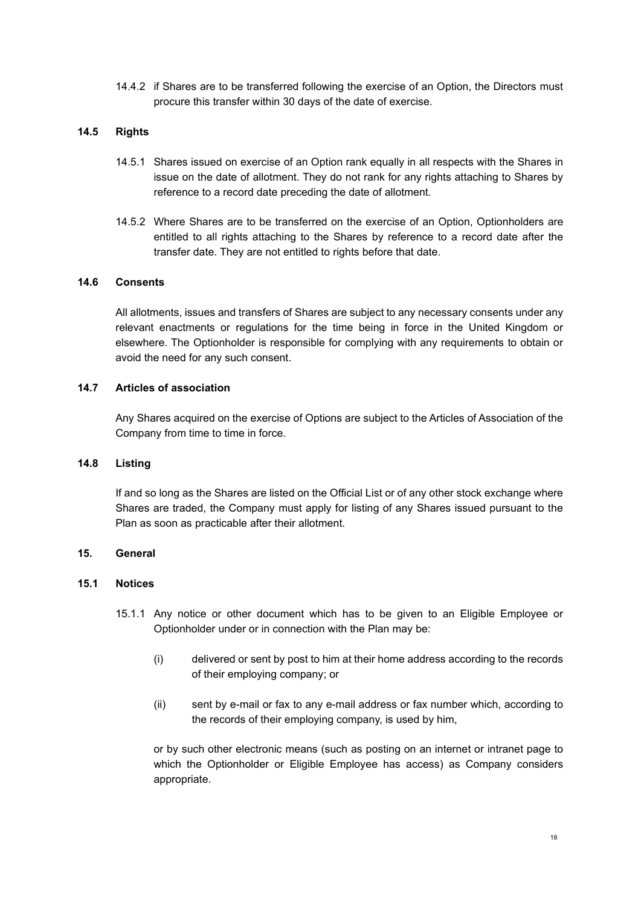14.4.2 if Shares are to be transferred following the exercise of an Option, the Directors must procure this transfer within 30 days of the date of exercise.

**14.5 Rights**

14.5.1 Shares issued on exercise of an Option rank equally in all respects with the Shares in issue on the date of allotment. They do not rank for any rights attaching to Shares by reference to a record date preceding the date of allotment.

14.5.2 Where Shares are to be transferred on the exercise of an Option, Optionholders are entitled to all rights attaching to the Shares by reference to a record date after the transfer date. They are not entitled to rights before that date.

**14.6 Consents**

All allotments, issues and transfers of Shares are subject to any necessary consents under any relevant enactments or regulations for the time being in force in the United Kingdom or elsewhere. The Optionholder is responsible for complying with any requirements to obtain or avoid the need for any such consent.

**14.7 Articles of association**

Any Shares acquired on the exercise of Options are subject to the Articles of Association of the Company from time to time in force.

**14.8 Listing**

If and so long as the Shares are listed on the Official List or of any other stock exchange where Shares are traded, the Company must apply for listing of any Shares issued pursuant to the Plan as soon as practicable after their allotment.

**15. General**

**15.1 Notices**

15.1.1 Any notice or other document which has to be given to an Eligible Employee or Optionholder under or in connection with the Plan may be:

(i) delivered or sent by post to him at their home address according to the records of their employing company; or

(ii) sent by e-mail or fax to any e-mail address or fax number which, according to the records of their employing company, is used by him,

or by such other electronic means (such as posting on an internet or intranet page to which the Optionholder or Eligible Employee has access) as Company considers appropriate.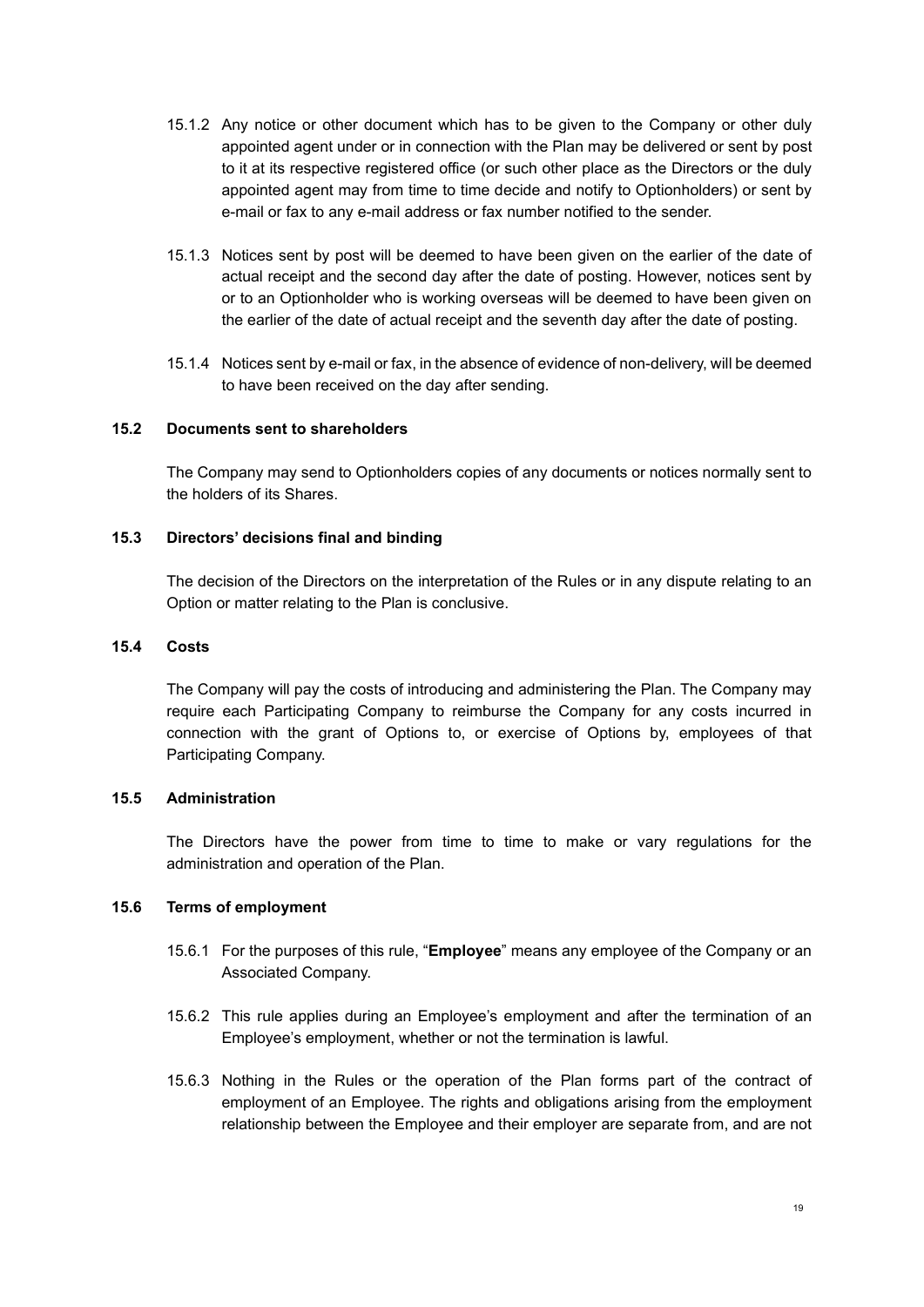15.1.2 Any notice or other document which has to be given to the Company or other duly appointed agent under or in connection with the Plan may be delivered or sent by post to it at its respective registered office (or such other place as the Directors or the duly appointed agent may from time to time decide and notify to Optionholders) or sent by e-mail or fax to any e-mail address or fax number notified to the sender.

15.1.3 Notices sent by post will be deemed to have been given on the earlier of the date of actual receipt and the second day after the date of posting. However, notices sent by or to an Optionholder who is working overseas will be deemed to have been given on the earlier of the date of actual receipt and the seventh day after the date of posting.

15.1.4 Notices sent by e-mail or fax, in the absence of evidence of non-delivery, will be deemed to have been received on the day after sending.

### 15.2 Documents sent to shareholders

The Company may send to Optionholders copies of any documents or notices normally sent to the holders of its Shares.

### 15.3 Directors' decisions final and binding

The decision of the Directors on the interpretation of the Rules or in any dispute relating to an Option or matter relating to the Plan is conclusive.

### 15.4 Costs

The Company will pay the costs of introducing and administering the Plan. The Company may require each Participating Company to reimburse the Company for any costs incurred in connection with the grant of Options to, or exercise of Options by, employees of that Participating Company.

### 15.5 Administration

The Directors have the power from time to time to make or vary regulations for the administration and operation of the Plan.

### 15.6 Terms of employment

15.6.1 For the purposes of this rule, "**Employee**" means any employee of the Company or an Associated Company.

15.6.2 This rule applies during an Employee's employment and after the termination of an Employee's employment, whether or not the termination is lawful.

15.6.3 Nothing in the Rules or the operation of the Plan forms part of the contract of employment of an Employee. The rights and obligations arising from the employment relationship between the Employee and their employer are separate from, and are not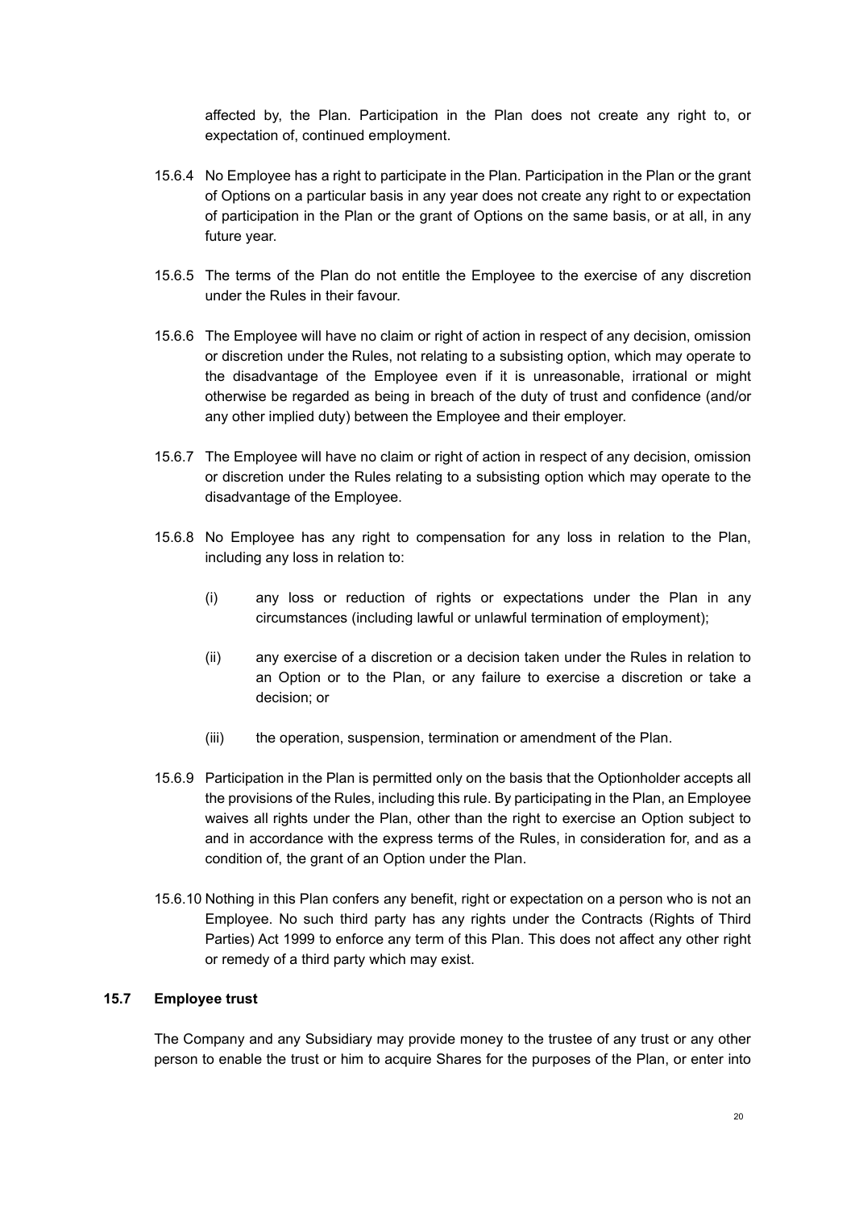affected by, the Plan. Participation in the Plan does not create any right to, or expectation of, continued employment.

15.6.4 No Employee has a right to participate in the Plan. Participation in the Plan or the grant of Options on a particular basis in any year does not create any right to or expectation of participation in the Plan or the grant of Options on the same basis, or at all, in any future year.

15.6.5 The terms of the Plan do not entitle the Employee to the exercise of any discretion under the Rules in their favour.

15.6.6 The Employee will have no claim or right of action in respect of any decision, omission or discretion under the Rules, not relating to a subsisting option, which may operate to the disadvantage of the Employee even if it is unreasonable, irrational or might otherwise be regarded as being in breach of the duty of trust and confidence (and/or any other implied duty) between the Employee and their employer.

15.6.7 The Employee will have no claim or right of action in respect of any decision, omission or discretion under the Rules relating to a subsisting option which may operate to the disadvantage of the Employee.

15.6.8 No Employee has any right to compensation for any loss in relation to the Plan, including any loss in relation to:

(i) any loss or reduction of rights or expectations under the Plan in any circumstances (including lawful or unlawful termination of employment);

(ii) any exercise of a discretion or a decision taken under the Rules in relation to an Option or to the Plan, or any failure to exercise a discretion or take a decision; or

(iii) the operation, suspension, termination or amendment of the Plan.

15.6.9 Participation in the Plan is permitted only on the basis that the Optionholder accepts all the provisions of the Rules, including this rule. By participating in the Plan, an Employee waives all rights under the Plan, other than the right to exercise an Option subject to and in accordance with the express terms of the Rules, in consideration for, and as a condition of, the grant of an Option under the Plan.

15.6.10 Nothing in this Plan confers any benefit, right or expectation on a person who is not an Employee. No such third party has any rights under the Contracts (Rights of Third Parties) Act 1999 to enforce any term of this Plan. This does not affect any other right or remedy of a third party which may exist.

**15.7 Employee trust**

The Company and any Subsidiary may provide money to the trustee of any trust or any other person to enable the trust or him to acquire Shares for the purposes of the Plan, or enter into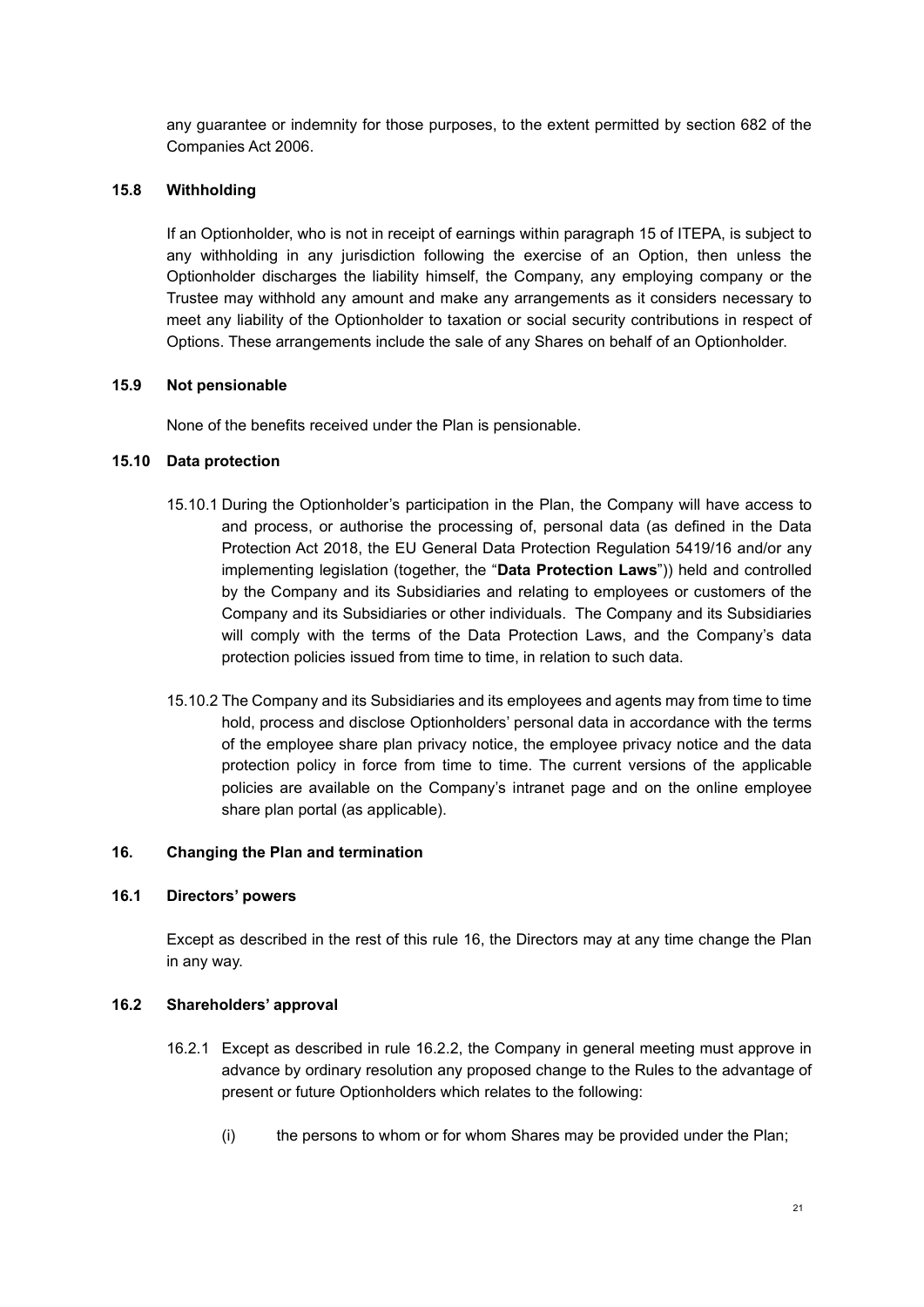any guarantee or indemnity for those purposes, to the extent permitted by section 682 of the Companies Act 2006.

### 15.8 Withholding

If an Optionholder, who is not in receipt of earnings within paragraph 15 of ITEPA, is subject to any withholding in any jurisdiction following the exercise of an Option, then unless the Optionholder discharges the liability himself, the Company, any employing company or the Trustee may withhold any amount and make any arrangements as it considers necessary to meet any liability of the Optionholder to taxation or social security contributions in respect of Options. These arrangements include the sale of any Shares on behalf of an Optionholder.

### 15.9 Not pensionable

None of the benefits received under the Plan is pensionable.

### 15.10 Data protection

15.10.1 During the Optionholder's participation in the Plan, the Company will have access to and process, or authorise the processing of, personal data (as defined in the Data Protection Act 2018, the EU General Data Protection Regulation 5419/16 and/or any implementing legislation (together, the "**Data Protection Laws**")) held and controlled by the Company and its Subsidiaries and relating to employees or customers of the Company and its Subsidiaries or other individuals. The Company and its Subsidiaries will comply with the terms of the Data Protection Laws, and the Company's data protection policies issued from time to time, in relation to such data.

15.10.2 The Company and its Subsidiaries and its employees and agents may from time to time hold, process and disclose Optionholders' personal data in accordance with the terms of the employee share plan privacy notice, the employee privacy notice and the data protection policy in force from time to time. The current versions of the applicable policies are available on the Company's intranet page and on the online employee share plan portal (as applicable).

## 16. Changing the Plan and termination

### 16.1 Directors' powers

Except as described in the rest of this rule 16, the Directors may at any time change the Plan in any way.

### 16.2 Shareholders' approval

16.2.1 Except as described in rule 16.2.2, the Company in general meeting must approve in advance by ordinary resolution any proposed change to the Rules to the advantage of present or future Optionholders which relates to the following:

(i) the persons to whom or for whom Shares may be provided under the Plan;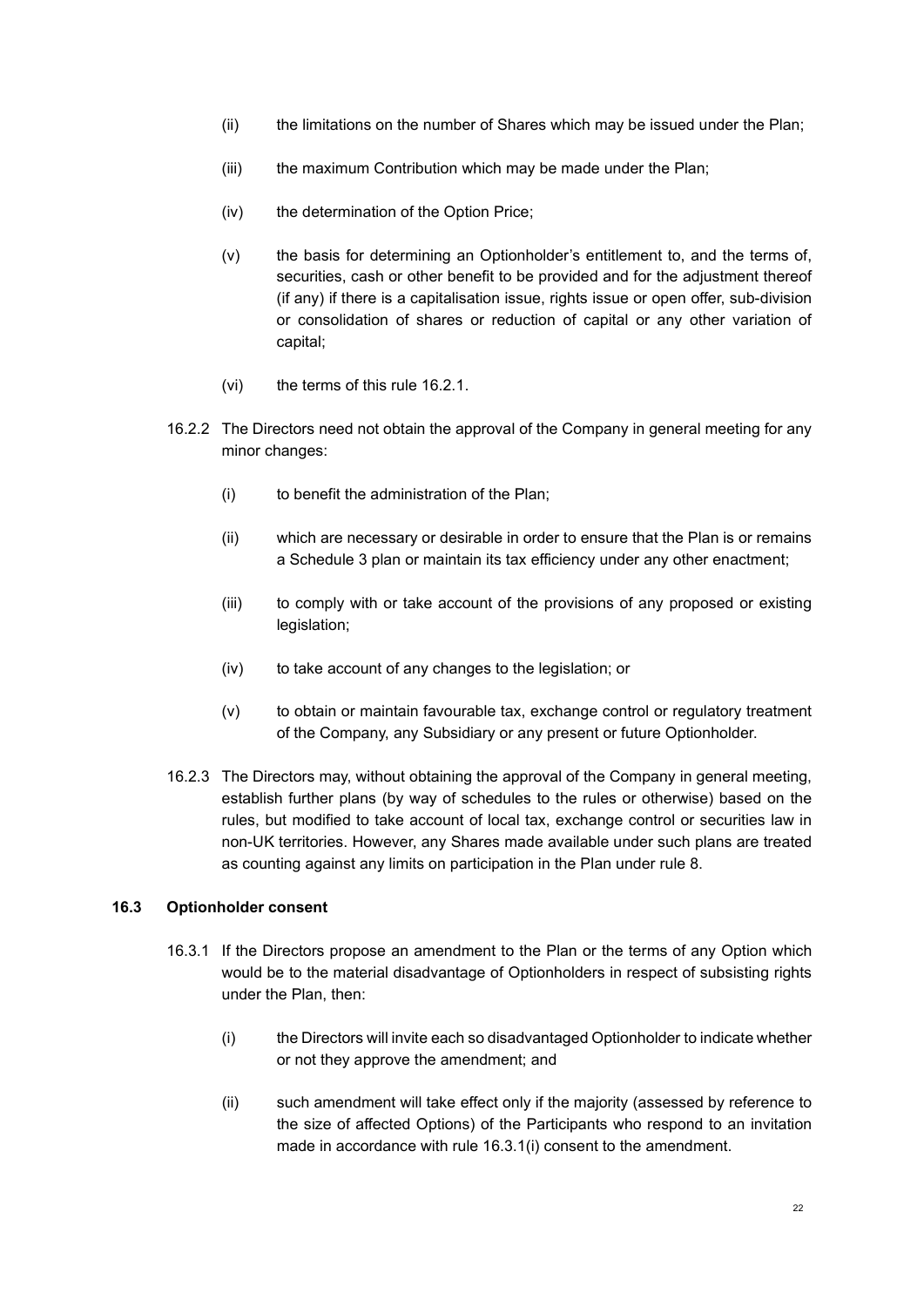(ii) the limitations on the number of Shares which may be issued under the Plan;

(iii) the maximum Contribution which may be made under the Plan;

(iv) the determination of the Option Price;

(v) the basis for determining an Optionholder's entitlement to, and the terms of, securities, cash or other benefit to be provided and for the adjustment thereof (if any) if there is a capitalisation issue, rights issue or open offer, sub-division or consolidation of shares or reduction of capital or any other variation of capital;

(vi) the terms of this rule 16.2.1.

16.2.2 The Directors need not obtain the approval of the Company in general meeting for any minor changes:

(i) to benefit the administration of the Plan;

(ii) which are necessary or desirable in order to ensure that the Plan is or remains a Schedule 3 plan or maintain its tax efficiency under any other enactment;

(iii) to comply with or take account of the provisions of any proposed or existing legislation;

(iv) to take account of any changes to the legislation; or

(v) to obtain or maintain favourable tax, exchange control or regulatory treatment of the Company, any Subsidiary or any present or future Optionholder.

16.2.3 The Directors may, without obtaining the approval of the Company in general meeting, establish further plans (by way of schedules to the rules or otherwise) based on the rules, but modified to take account of local tax, exchange control or securities law in non-UK territories. However, any Shares made available under such plans are treated as counting against any limits on participation in the Plan under rule 8.

### 16.3 Optionholder consent

16.3.1 If the Directors propose an amendment to the Plan or the terms of any Option which would be to the material disadvantage of Optionholders in respect of subsisting rights under the Plan, then:

(i) the Directors will invite each so disadvantaged Optionholder to indicate whether or not they approve the amendment; and

(ii) such amendment will take effect only if the majority (assessed by reference to the size of affected Options) of the Participants who respond to an invitation made in accordance with rule 16.3.1(i) consent to the amendment.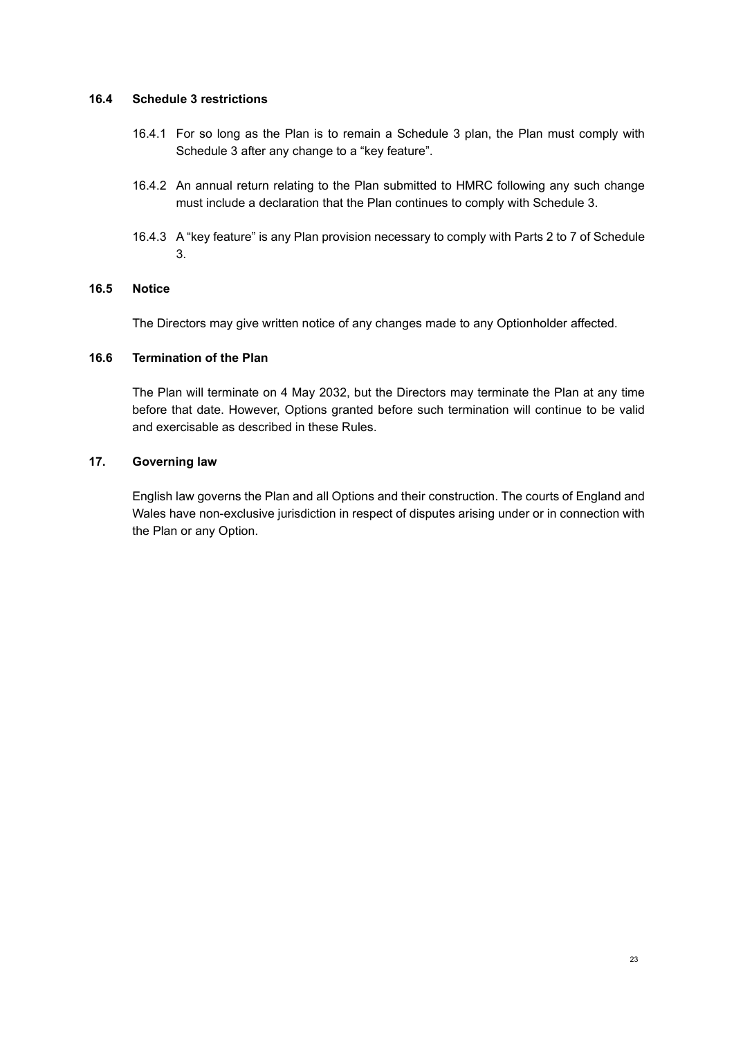### 16.4 Schedule 3 restrictions

16.4.1 For so long as the Plan is to remain a Schedule 3 plan, the Plan must comply with Schedule 3 after any change to a "key feature".

16.4.2 An annual return relating to the Plan submitted to HMRC following any such change must include a declaration that the Plan continues to comply with Schedule 3.

16.4.3 A "key feature" is any Plan provision necessary to comply with Parts 2 to 7 of Schedule 3.

### 16.5 Notice

The Directors may give written notice of any changes made to any Optionholder affected.

### 16.6 Termination of the Plan

The Plan will terminate on 4 May 2032, but the Directors may terminate the Plan at any time before that date. However, Options granted before such termination will continue to be valid and exercisable as described in these Rules.

## 17. Governing law

English law governs the Plan and all Options and their construction. The courts of England and Wales have non-exclusive jurisdiction in respect of disputes arising under or in connection with the Plan or any Option.